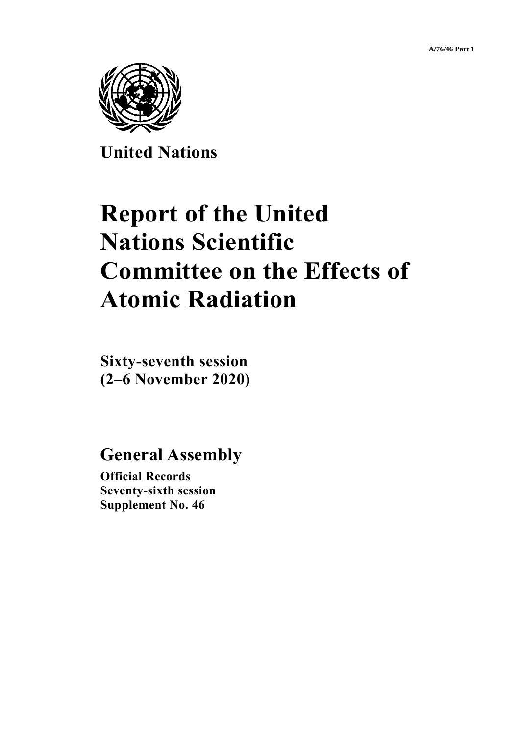A/76/46 Part 1

United Nations

# Report of the United Nations Scientific Committee on the Effects of Atomic Radiation

**Sixty-seventh session (2–6 November 2020)**

## General Assembly

**Official Records**
**Seventy-sixth session**
**Supplement No. 46**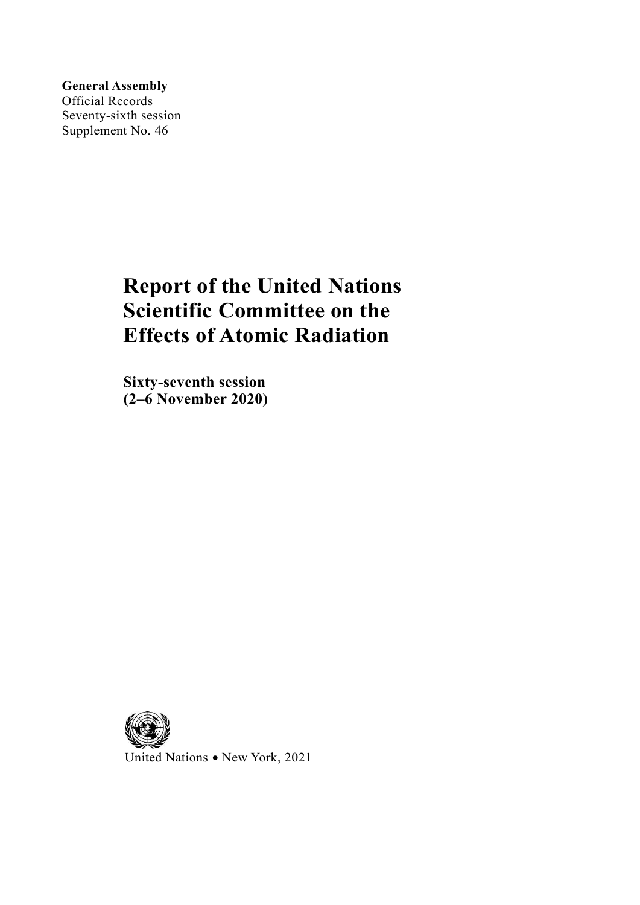**General Assembly**
Official Records
Seventy-sixth session
Supplement No. 46

# Report of the United Nations Scientific Committee on the Effects of Atomic Radiation

**Sixty-seventh session**
**(2–6 November 2020)**

United Nations • New York, 2021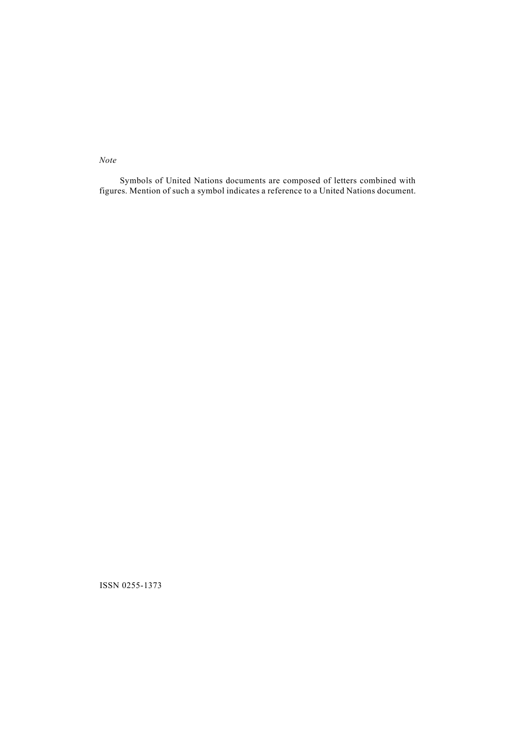*Note*

Symbols of United Nations documents are composed of letters combined with figures. Mention of such a symbol indicates a reference to a United Nations document.

ISSN 0255-1373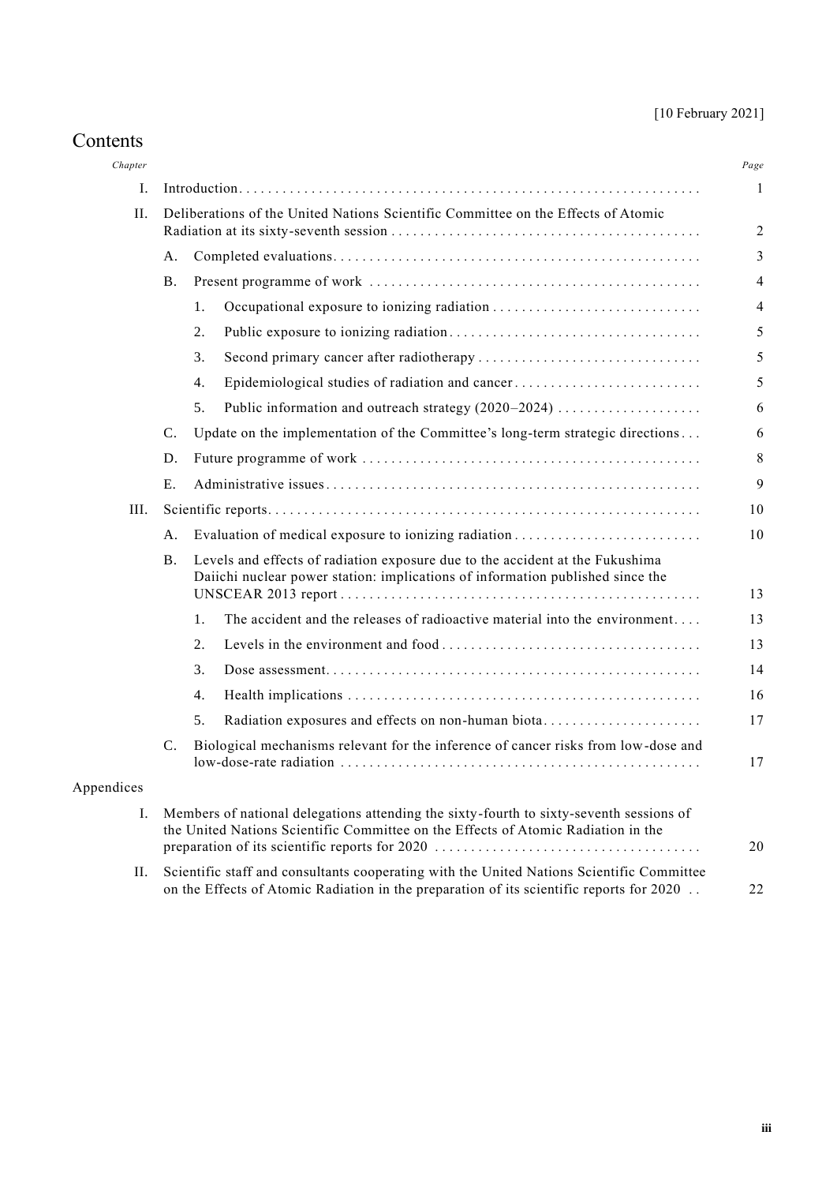[10 February 2021]

# Contents

| *Chapter* | | | *Page* |
|---|---|---|---|
| I. | Introduction | | 1 |
| II. | Deliberations of the United Nations Scientific Committee on the Effects of Atomic Radiation at its sixty-seventh session | | 2 |
| | A. | Completed evaluations | 3 |
| | B. | Present programme of work | 4 |
| | | 1. Occupational exposure to ionizing radiation | 4 |
| | | 2. Public exposure to ionizing radiation | 5 |
| | | 3. Second primary cancer after radiotherapy | 5 |
| | | 4. Epidemiological studies of radiation and cancer | 5 |
| | | 5. Public information and outreach strategy (2020–2024) | 6 |
| | C. | Update on the implementation of the Committee's long-term strategic directions | 6 |
| | D. | Future programme of work | 8 |
| | E. | Administrative issues | 9 |
| III. | Scientific reports | | 10 |
| | A. | Evaluation of medical exposure to ionizing radiation | 10 |
| | B. | Levels and effects of radiation exposure due to the accident at the Fukushima Daiichi nuclear power station: implications of information published since the UNSCEAR 2013 report | 13 |
| | | 1. The accident and the releases of radioactive material into the environment | 13 |
| | | 2. Levels in the environment and food | 13 |
| | | 3. Dose assessment | 14 |
| | | 4. Health implications | 16 |
| | | 5. Radiation exposures and effects on non-human biota | 17 |
| | C. | Biological mechanisms relevant for the inference of cancer risks from low-dose and low-dose-rate radiation | 17 |
| Appendices | | | |
| I. | Members of national delegations attending the sixty-fourth to sixty-seventh sessions of the United Nations Scientific Committee on the Effects of Atomic Radiation in the preparation of its scientific reports for 2020 | | 20 |
| II. | Scientific staff and consultants cooperating with the United Nations Scientific Committee on the Effects of Atomic Radiation in the preparation of its scientific reports for 2020 | | 22 |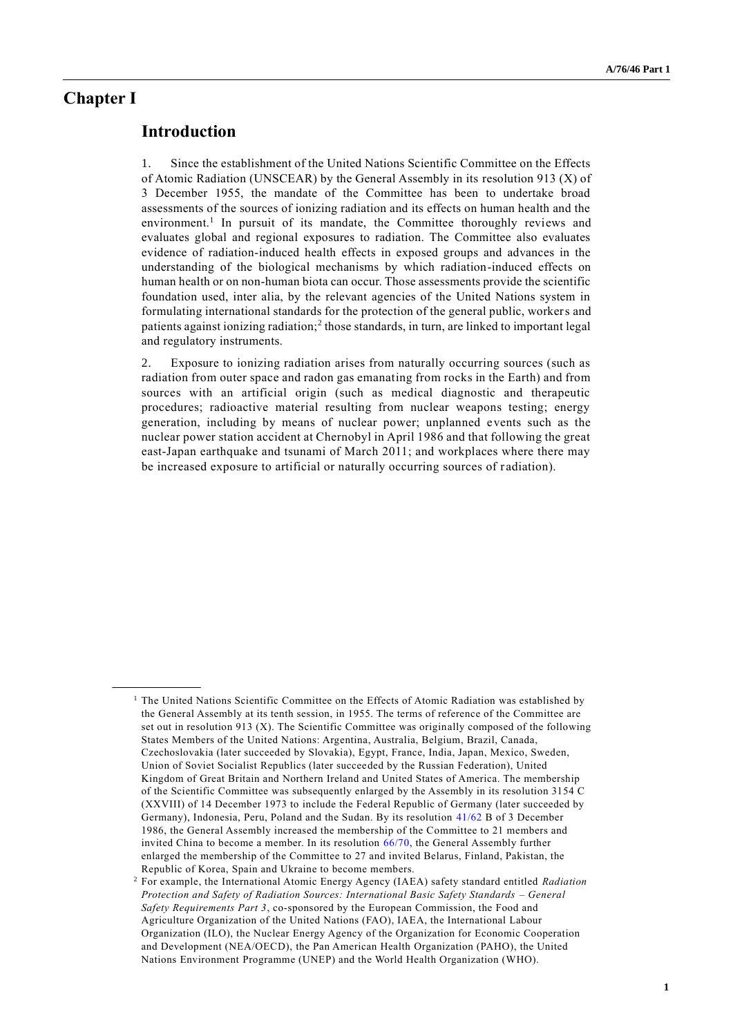# Chapter I

## Introduction

1. Since the establishment of the United Nations Scientific Committee on the Effects of Atomic Radiation (UNSCEAR) by the General Assembly in its resolution 913 (X) of 3 December 1955, the mandate of the Committee has been to undertake broad assessments of the sources of ionizing radiation and its effects on human health and the environment.[1] In pursuit of its mandate, the Committee thoroughly reviews and evaluates global and regional exposures to radiation. The Committee also evaluates evidence of radiation-induced health effects in exposed groups and advances in the understanding of the biological mechanisms by which radiation-induced effects on human health or on non-human biota can occur. Those assessments provide the scientific foundation used, inter alia, by the relevant agencies of the United Nations system in formulating international standards for the protection of the general public, workers and patients against ionizing radiation;[2] those standards, in turn, are linked to important legal and regulatory instruments.

2. Exposure to ionizing radiation arises from naturally occurring sources (such as radiation from outer space and radon gas emanating from rocks in the Earth) and from sources with an artificial origin (such as medical diagnostic and therapeutic procedures; radioactive material resulting from nuclear weapons testing; energy generation, including by means of nuclear power; unplanned events such as the nuclear power station accident at Chernobyl in April 1986 and that following the great east-Japan earthquake and tsunami of March 2011; and workplaces where there may be increased exposure to artificial or naturally occurring sources of radiation).

---

[1] The United Nations Scientific Committee on the Effects of Atomic Radiation was established by the General Assembly at its tenth session, in 1955. The terms of reference of the Committee are set out in resolution 913 (X). The Scientific Committee was originally composed of the following States Members of the United Nations: Argentina, Australia, Belgium, Brazil, Canada, Czechoslovakia (later succeeded by Slovakia), Egypt, France, India, Japan, Mexico, Sweden, Union of Soviet Socialist Republics (later succeeded by the Russian Federation), United Kingdom of Great Britain and Northern Ireland and United States of America. The membership of the Scientific Committee was subsequently enlarged by the Assembly in its resolution 3154 C (XXVIII) of 14 December 1973 to include the Federal Republic of Germany (later succeeded by Germany), Indonesia, Peru, Poland and the Sudan. By its resolution 41/62 B of 3 December 1986, the General Assembly increased the membership of the Committee to 21 members and invited China to become a member. In its resolution 66/70, the General Assembly further enlarged the membership of the Committee to 27 and invited Belarus, Finland, Pakistan, the Republic of Korea, Spain and Ukraine to become members.

[2] For example, the International Atomic Energy Agency (IAEA) safety standard entitled *Radiation Protection and Safety of Radiation Sources: International Basic Safety Standards – General Safety Requirements Part 3*, co-sponsored by the European Commission, the Food and Agriculture Organization of the United Nations (FAO), IAEA, the International Labour Organization (ILO), the Nuclear Energy Agency of the Organization for Economic Cooperation and Development (NEA/OECD), the Pan American Health Organization (PAHO), the United Nations Environment Programme (UNEP) and the World Health Organization (WHO).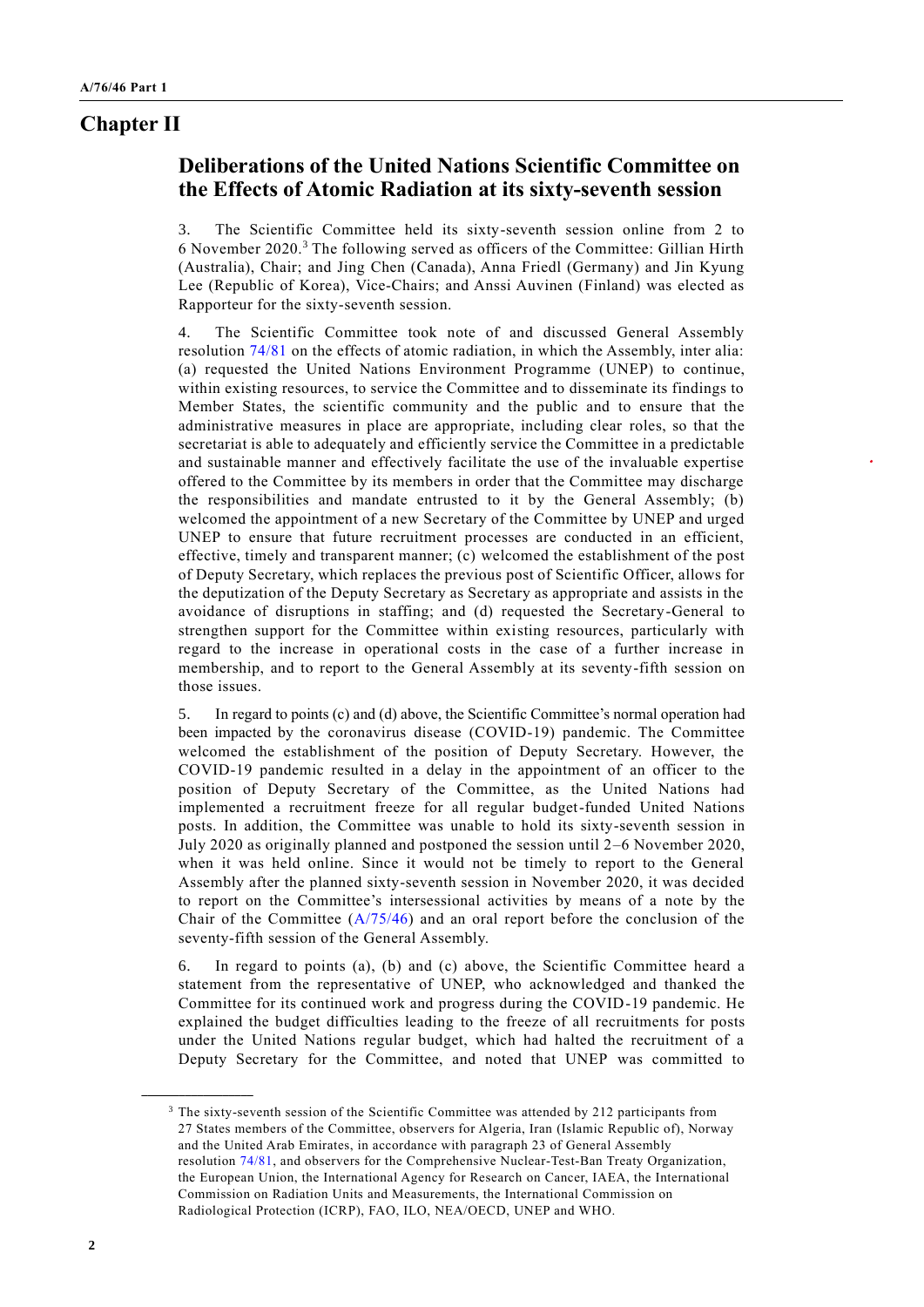# Chapter II

## Deliberations of the United Nations Scientific Committee on the Effects of Atomic Radiation at its sixty-seventh session

3. The Scientific Committee held its sixty-seventh session online from 2 to 6 November 2020.[3] The following served as officers of the Committee: Gillian Hirth (Australia), Chair; and Jing Chen (Canada), Anna Friedl (Germany) and Jin Kyung Lee (Republic of Korea), Vice-Chairs; and Anssi Auvinen (Finland) was elected as Rapporteur for the sixty-seventh session.

4. The Scientific Committee took note of and discussed General Assembly resolution 74/81 on the effects of atomic radiation, in which the Assembly, inter alia: (a) requested the United Nations Environment Programme (UNEP) to continue, within existing resources, to service the Committee and to disseminate its findings to Member States, the scientific community and the public and to ensure that the administrative measures in place are appropriate, including clear roles, so that the secretariat is able to adequately and efficiently service the Committee in a predictable and sustainable manner and effectively facilitate the use of the invaluable expertise offered to the Committee by its members in order that the Committee may discharge the responsibilities and mandate entrusted to it by the General Assembly; (b) welcomed the appointment of a new Secretary of the Committee by UNEP and urged UNEP to ensure that future recruitment processes are conducted in an efficient, effective, timely and transparent manner; (c) welcomed the establishment of the post of Deputy Secretary, which replaces the previous post of Scientific Officer, allows for the deputization of the Deputy Secretary as Secretary as appropriate and assists in the avoidance of disruptions in staffing; and (d) requested the Secretary-General to strengthen support for the Committee within existing resources, particularly with regard to the increase in operational costs in the case of a further increase in membership, and to report to the General Assembly at its seventy-fifth session on those issues.

5. In regard to points (c) and (d) above, the Scientific Committee's normal operation had been impacted by the coronavirus disease (COVID-19) pandemic. The Committee welcomed the establishment of the position of Deputy Secretary. However, the COVID-19 pandemic resulted in a delay in the appointment of an officer to the position of Deputy Secretary of the Committee, as the United Nations had implemented a recruitment freeze for all regular budget-funded United Nations posts. In addition, the Committee was unable to hold its sixty-seventh session in July 2020 as originally planned and postponed the session until 2–6 November 2020, when it was held online. Since it would not be timely to report to the General Assembly after the planned sixty-seventh session in November 2020, it was decided to report on the Committee's intersessional activities by means of a note by the Chair of the Committee (A/75/46) and an oral report before the conclusion of the seventy-fifth session of the General Assembly.

6. In regard to points (a), (b) and (c) above, the Scientific Committee heard a statement from the representative of UNEP, who acknowledged and thanked the Committee for its continued work and progress during the COVID-19 pandemic. He explained the budget difficulties leading to the freeze of all recruitments for posts under the United Nations regular budget, which had halted the recruitment of a Deputy Secretary for the Committee, and noted that UNEP was committed to

---

[3] The sixty-seventh session of the Scientific Committee was attended by 212 participants from 27 States members of the Committee, observers for Algeria, Iran (Islamic Republic of), Norway and the United Arab Emirates, in accordance with paragraph 23 of General Assembly resolution 74/81, and observers for the Comprehensive Nuclear-Test-Ban Treaty Organization, the European Union, the International Agency for Research on Cancer, IAEA, the International Commission on Radiation Units and Measurements, the International Commission on Radiological Protection (ICRP), FAO, ILO, NEA/OECD, UNEP and WHO.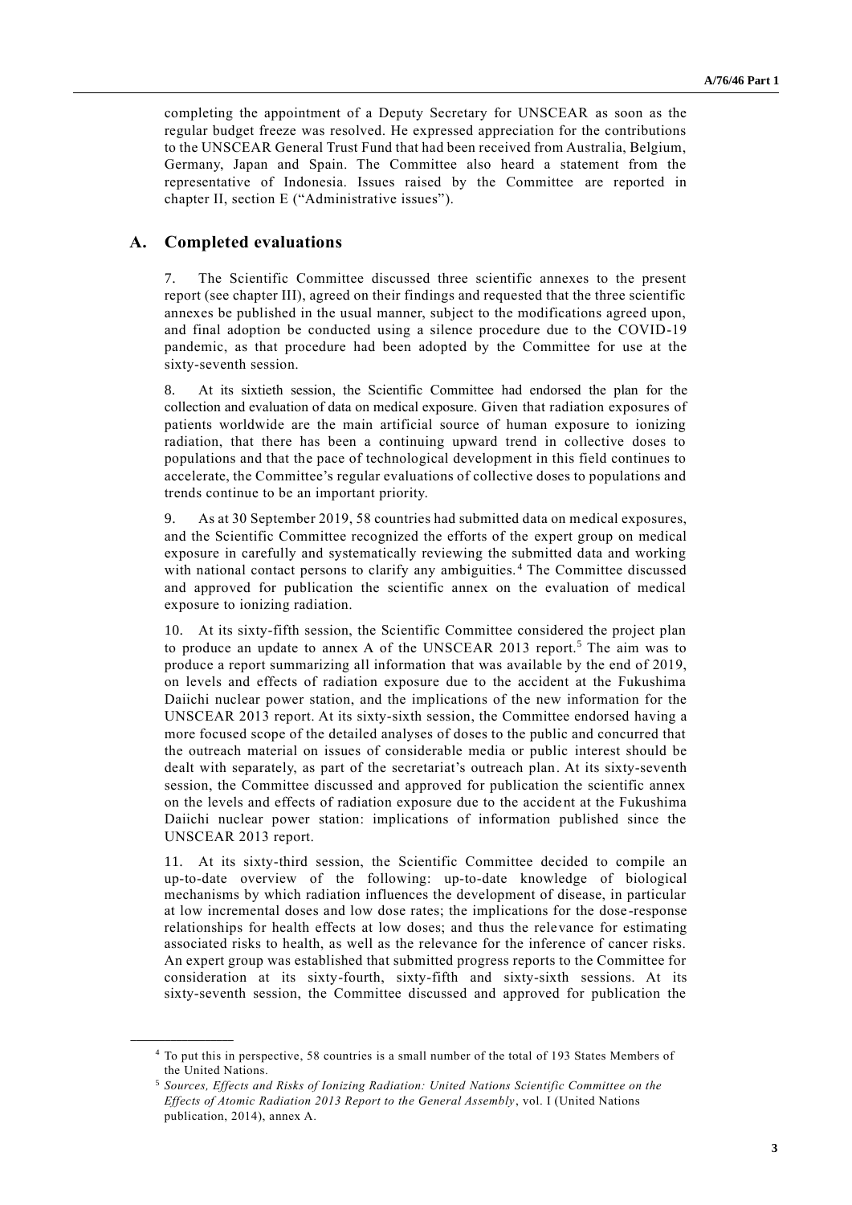completing the appointment of a Deputy Secretary for UNSCEAR as soon as the regular budget freeze was resolved. He expressed appreciation for the contributions to the UNSCEAR General Trust Fund that had been received from Australia, Belgium, Germany, Japan and Spain. The Committee also heard a statement from the representative of Indonesia. Issues raised by the Committee are reported in chapter II, section E ("Administrative issues").

## A. Completed evaluations

7. The Scientific Committee discussed three scientific annexes to the present report (see chapter III), agreed on their findings and requested that the three scientific annexes be published in the usual manner, subject to the modifications agreed upon, and final adoption be conducted using a silence procedure due to the COVID-19 pandemic, as that procedure had been adopted by the Committee for use at the sixty-seventh session.

8. At its sixtieth session, the Scientific Committee had endorsed the plan for the collection and evaluation of data on medical exposure. Given that radiation exposures of patients worldwide are the main artificial source of human exposure to ionizing radiation, that there has been a continuing upward trend in collective doses to populations and that the pace of technological development in this field continues to accelerate, the Committee's regular evaluations of collective doses to populations and trends continue to be an important priority.

9. As at 30 September 2019, 58 countries had submitted data on medical exposures, and the Scientific Committee recognized the efforts of the expert group on medical exposure in carefully and systematically reviewing the submitted data and working with national contact persons to clarify any ambiguities.[4] The Committee discussed and approved for publication the scientific annex on the evaluation of medical exposure to ionizing radiation.

10. At its sixty-fifth session, the Scientific Committee considered the project plan to produce an update to annex A of the UNSCEAR 2013 report.[5] The aim was to produce a report summarizing all information that was available by the end of 2019, on levels and effects of radiation exposure due to the accident at the Fukushima Daiichi nuclear power station, and the implications of the new information for the UNSCEAR 2013 report. At its sixty-sixth session, the Committee endorsed having a more focused scope of the detailed analyses of doses to the public and concurred that the outreach material on issues of considerable media or public interest should be dealt with separately, as part of the secretariat's outreach plan. At its sixty-seventh session, the Committee discussed and approved for publication the scientific annex on the levels and effects of radiation exposure due to the accident at the Fukushima Daiichi nuclear power station: implications of information published since the UNSCEAR 2013 report.

11. At its sixty-third session, the Scientific Committee decided to compile an up-to-date overview of the following: up-to-date knowledge of biological mechanisms by which radiation influences the development of disease, in particular at low incremental doses and low dose rates; the implications for the dose-response relationships for health effects at low doses; and thus the relevance for estimating associated risks to health, as well as the relevance for the inference of cancer risks. An expert group was established that submitted progress reports to the Committee for consideration at its sixty-fourth, sixty-fifth and sixty-sixth sessions. At its sixty-seventh session, the Committee discussed and approved for publication the

---

[4] To put this in perspective, 58 countries is a small number of the total of 193 States Members of the United Nations.

[5] *Sources, Effects and Risks of Ionizing Radiation: United Nations Scientific Committee on the Effects of Atomic Radiation 2013 Report to the General Assembly*, vol. I (United Nations publication, 2014), annex A.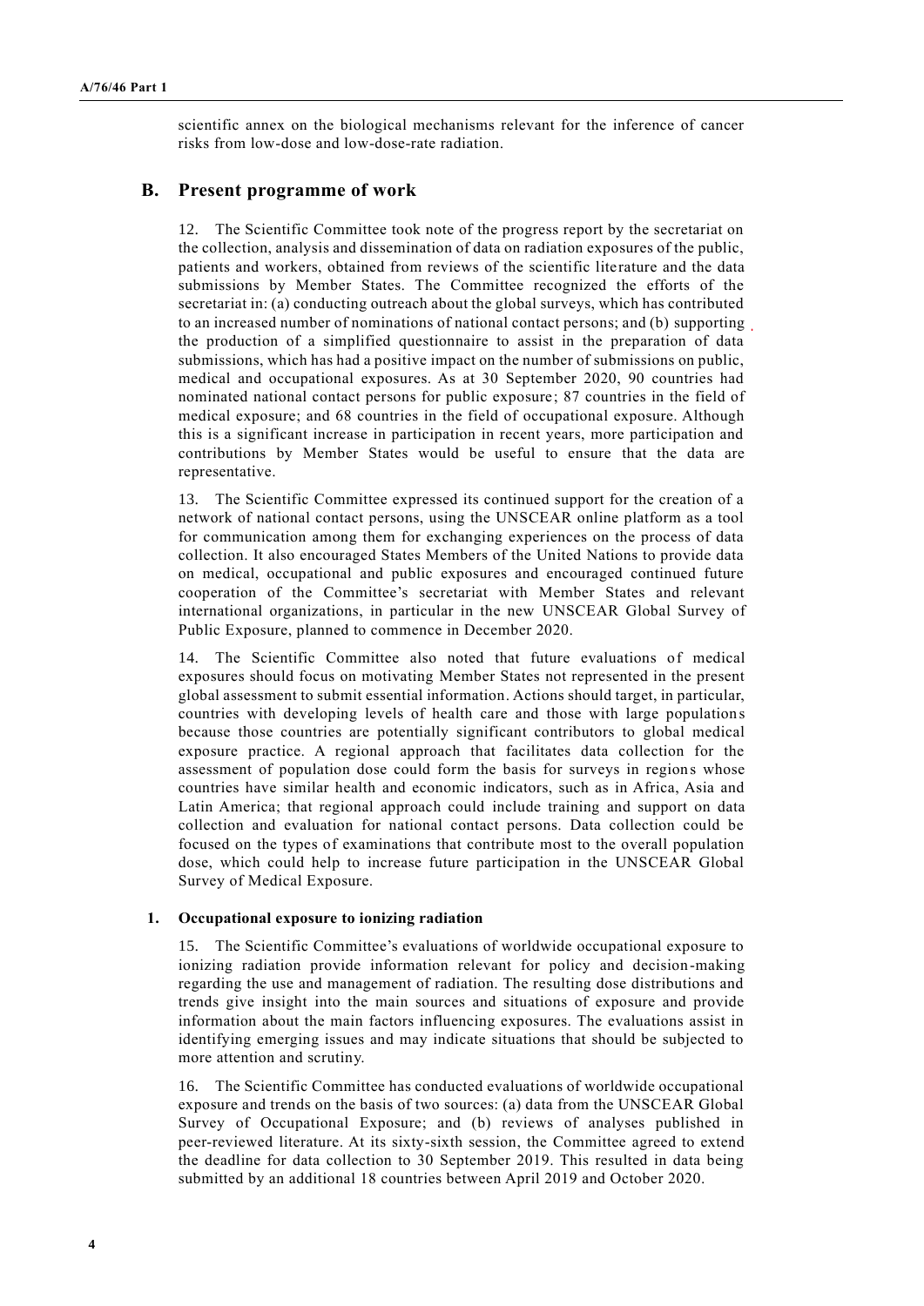scientific annex on the biological mechanisms relevant for the inference of cancer risks from low-dose and low-dose-rate radiation.

## B. Present programme of work

12. The Scientific Committee took note of the progress report by the secretariat on the collection, analysis and dissemination of data on radiation exposures of the public, patients and workers, obtained from reviews of the scientific literature and the data submissions by Member States. The Committee recognized the efforts of the secretariat in: (a) conducting outreach about the global surveys, which has contributed to an increased number of nominations of national contact persons; and (b) supporting the production of a simplified questionnaire to assist in the preparation of data submissions, which has had a positive impact on the number of submissions on public, medical and occupational exposures. As at 30 September 2020, 90 countries had nominated national contact persons for public exposure; 87 countries in the field of medical exposure; and 68 countries in the field of occupational exposure. Although this is a significant increase in participation in recent years, more participation and contributions by Member States would be useful to ensure that the data are representative.

13. The Scientific Committee expressed its continued support for the creation of a network of national contact persons, using the UNSCEAR online platform as a tool for communication among them for exchanging experiences on the process of data collection. It also encouraged States Members of the United Nations to provide data on medical, occupational and public exposures and encouraged continued future cooperation of the Committee's secretariat with Member States and relevant international organizations, in particular in the new UNSCEAR Global Survey of Public Exposure, planned to commence in December 2020.

14. The Scientific Committee also noted that future evaluations of medical exposures should focus on motivating Member States not represented in the present global assessment to submit essential information. Actions should target, in particular, countries with developing levels of health care and those with large populations because those countries are potentially significant contributors to global medical exposure practice. A regional approach that facilitates data collection for the assessment of population dose could form the basis for surveys in regions whose countries have similar health and economic indicators, such as in Africa, Asia and Latin America; that regional approach could include training and support on data collection and evaluation for national contact persons. Data collection could be focused on the types of examinations that contribute most to the overall population dose, which could help to increase future participation in the UNSCEAR Global Survey of Medical Exposure.

### 1. Occupational exposure to ionizing radiation

15. The Scientific Committee's evaluations of worldwide occupational exposure to ionizing radiation provide information relevant for policy and decision-making regarding the use and management of radiation. The resulting dose distributions and trends give insight into the main sources and situations of exposure and provide information about the main factors influencing exposures. The evaluations assist in identifying emerging issues and may indicate situations that should be subjected to more attention and scrutiny.

16. The Scientific Committee has conducted evaluations of worldwide occupational exposure and trends on the basis of two sources: (a) data from the UNSCEAR Global Survey of Occupational Exposure; and (b) reviews of analyses published in peer-reviewed literature. At its sixty-sixth session, the Committee agreed to extend the deadline for data collection to 30 September 2019. This resulted in data being submitted by an additional 18 countries between April 2019 and October 2020.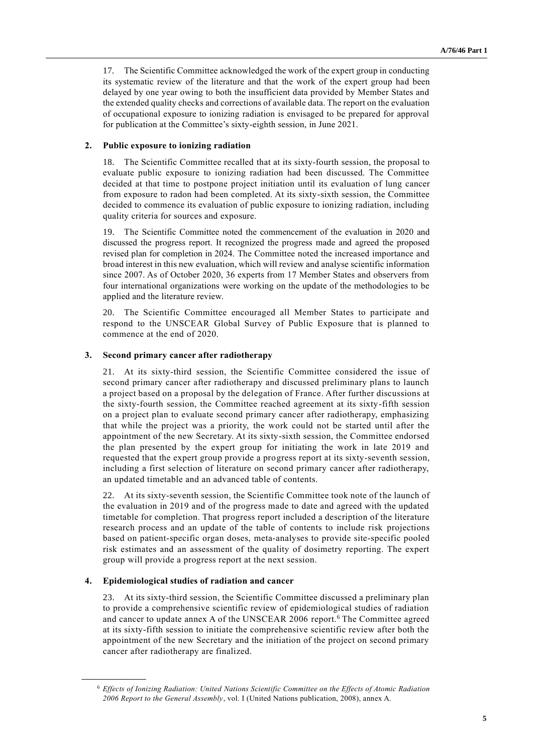17. The Scientific Committee acknowledged the work of the expert group in conducting its systematic review of the literature and that the work of the expert group had been delayed by one year owing to both the insufficient data provided by Member States and the extended quality checks and corrections of available data. The report on the evaluation of occupational exposure to ionizing radiation is envisaged to be prepared for approval for publication at the Committee's sixty-eighth session, in June 2021.

### 2. Public exposure to ionizing radiation

18. The Scientific Committee recalled that at its sixty-fourth session, the proposal to evaluate public exposure to ionizing radiation had been discussed. The Committee decided at that time to postpone project initiation until its evaluation of lung cancer from exposure to radon had been completed. At its sixty-sixth session, the Committee decided to commence its evaluation of public exposure to ionizing radiation, including quality criteria for sources and exposure.

19. The Scientific Committee noted the commencement of the evaluation in 2020 and discussed the progress report. It recognized the progress made and agreed the proposed revised plan for completion in 2024. The Committee noted the increased importance and broad interest in this new evaluation, which will review and analyse scientific information since 2007. As of October 2020, 36 experts from 17 Member States and observers from four international organizations were working on the update of the methodologies to be applied and the literature review.

20. The Scientific Committee encouraged all Member States to participate and respond to the UNSCEAR Global Survey of Public Exposure that is planned to commence at the end of 2020.

### 3. Second primary cancer after radiotherapy

21. At its sixty-third session, the Scientific Committee considered the issue of second primary cancer after radiotherapy and discussed preliminary plans to launch a project based on a proposal by the delegation of France. After further discussions at the sixty-fourth session, the Committee reached agreement at its sixty-fifth session on a project plan to evaluate second primary cancer after radiotherapy, emphasizing that while the project was a priority, the work could not be started until after the appointment of the new Secretary. At its sixty-sixth session, the Committee endorsed the plan presented by the expert group for initiating the work in late 2019 and requested that the expert group provide a progress report at its sixty-seventh session, including a first selection of literature on second primary cancer after radiotherapy, an updated timetable and an advanced table of contents.

22. At its sixty-seventh session, the Scientific Committee took note of the launch of the evaluation in 2019 and of the progress made to date and agreed with the updated timetable for completion. That progress report included a description of the literature research process and an update of the table of contents to include risk projections based on patient-specific organ doses, meta-analyses to provide site-specific pooled risk estimates and an assessment of the quality of dosimetry reporting. The expert group will provide a progress report at the next session.

### 4. Epidemiological studies of radiation and cancer

23. At its sixty-third session, the Scientific Committee discussed a preliminary plan to provide a comprehensive scientific review of epidemiological studies of radiation and cancer to update annex A of the UNSCEAR 2006 report.[6] The Committee agreed at its sixty-fifth session to initiate the comprehensive scientific review after both the appointment of the new Secretary and the initiation of the project on second primary cancer after radiotherapy are finalized.

---

[6] *Effects of Ionizing Radiation: United Nations Scientific Committee on the Effects of Atomic Radiation 2006 Report to the General Assembly*, vol. I (United Nations publication, 2008), annex A.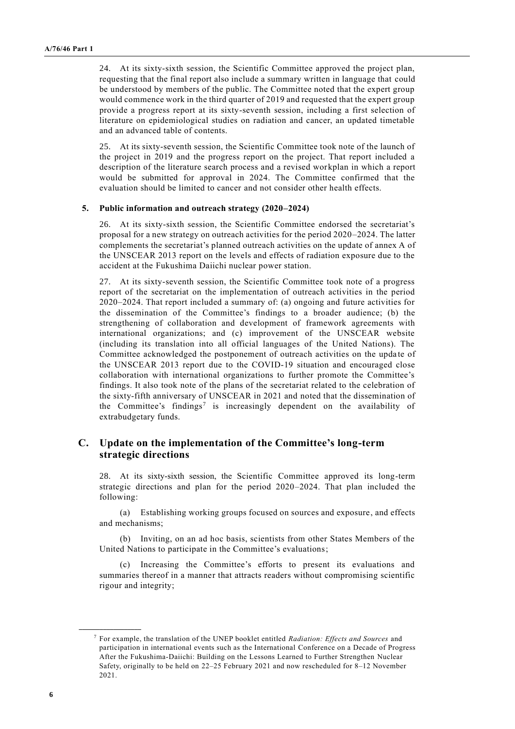24. At its sixty-sixth session, the Scientific Committee approved the project plan, requesting that the final report also include a summary written in language that could be understood by members of the public. The Committee noted that the expert group would commence work in the third quarter of 2019 and requested that the expert group provide a progress report at its sixty-seventh session, including a first selection of literature on epidemiological studies on radiation and cancer, an updated timetable and an advanced table of contents.

25. At its sixty-seventh session, the Scientific Committee took note of the launch of the project in 2019 and the progress report on the project. That report included a description of the literature search process and a revised workplan in which a report would be submitted for approval in 2024. The Committee confirmed that the evaluation should be limited to cancer and not consider other health effects.

### 5. Public information and outreach strategy (2020–2024)

26. At its sixty-sixth session, the Scientific Committee endorsed the secretariat's proposal for a new strategy on outreach activities for the period 2020–2024. The latter complements the secretariat's planned outreach activities on the update of annex A of the UNSCEAR 2013 report on the levels and effects of radiation exposure due to the accident at the Fukushima Daiichi nuclear power station.

27. At its sixty-seventh session, the Scientific Committee took note of a progress report of the secretariat on the implementation of outreach activities in the period 2020–2024. That report included a summary of: (a) ongoing and future activities for the dissemination of the Committee's findings to a broader audience; (b) the strengthening of collaboration and development of framework agreements with international organizations; and (c) improvement of the UNSCEAR website (including its translation into all official languages of the United Nations). The Committee acknowledged the postponement of outreach activities on the update of the UNSCEAR 2013 report due to the COVID-19 situation and encouraged close collaboration with international organizations to further promote the Committee's findings. It also took note of the plans of the secretariat related to the celebration of the sixty-fifth anniversary of UNSCEAR in 2021 and noted that the dissemination of the Committee's findings[7] is increasingly dependent on the availability of extrabudgetary funds.

## C. Update on the implementation of the Committee's long-term strategic directions

28. At its sixty-sixth session, the Scientific Committee approved its long-term strategic directions and plan for the period 2020–2024. That plan included the following:

(a) Establishing working groups focused on sources and exposure, and effects and mechanisms;

(b) Inviting, on an ad hoc basis, scientists from other States Members of the United Nations to participate in the Committee's evaluations;

(c) Increasing the Committee's efforts to present its evaluations and summaries thereof in a manner that attracts readers without compromising scientific rigour and integrity;

---

[7] For example, the translation of the UNEP booklet entitled *Radiation: Effects and Sources* and participation in international events such as the International Conference on a Decade of Progress After the Fukushima-Daiichi: Building on the Lessons Learned to Further Strengthen Nuclear Safety, originally to be held on 22–25 February 2021 and now rescheduled for 8–12 November 2021.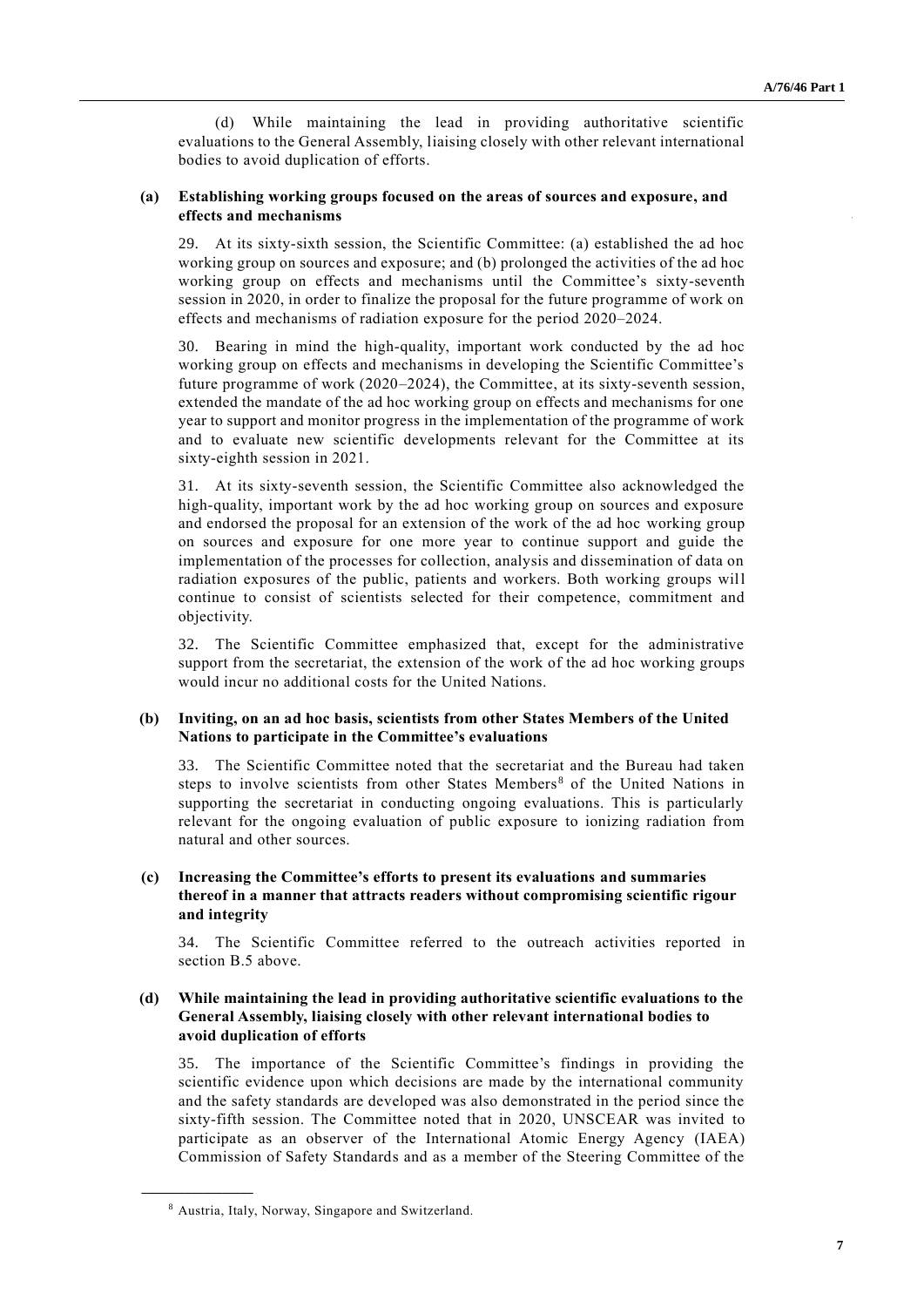(d) While maintaining the lead in providing authoritative scientific evaluations to the General Assembly, liaising closely with other relevant international bodies to avoid duplication of efforts.

### (a) Establishing working groups focused on the areas of sources and exposure, and effects and mechanisms

29. At its sixty-sixth session, the Scientific Committee: (a) established the ad hoc working group on sources and exposure; and (b) prolonged the activities of the ad hoc working group on effects and mechanisms until the Committee's sixty-seventh session in 2020, in order to finalize the proposal for the future programme of work on effects and mechanisms of radiation exposure for the period 2020–2024.

30. Bearing in mind the high-quality, important work conducted by the ad hoc working group on effects and mechanisms in developing the Scientific Committee's future programme of work (2020–2024), the Committee, at its sixty-seventh session, extended the mandate of the ad hoc working group on effects and mechanisms for one year to support and monitor progress in the implementation of the programme of work and to evaluate new scientific developments relevant for the Committee at its sixty-eighth session in 2021.

31. At its sixty-seventh session, the Scientific Committee also acknowledged the high-quality, important work by the ad hoc working group on sources and exposure and endorsed the proposal for an extension of the work of the ad hoc working group on sources and exposure for one more year to continue support and guide the implementation of the processes for collection, analysis and dissemination of data on radiation exposures of the public, patients and workers. Both working groups will continue to consist of scientists selected for their competence, commitment and objectivity.

32. The Scientific Committee emphasized that, except for the administrative support from the secretariat, the extension of the work of the ad hoc working groups would incur no additional costs for the United Nations.

### (b) Inviting, on an ad hoc basis, scientists from other States Members of the United Nations to participate in the Committee's evaluations

33. The Scientific Committee noted that the secretariat and the Bureau had taken steps to involve scientists from other States Members[8] of the United Nations in supporting the secretariat in conducting ongoing evaluations. This is particularly relevant for the ongoing evaluation of public exposure to ionizing radiation from natural and other sources.

### (c) Increasing the Committee's efforts to present its evaluations and summaries thereof in a manner that attracts readers without compromising scientific rigour and integrity

34. The Scientific Committee referred to the outreach activities reported in section B.5 above.

### (d) While maintaining the lead in providing authoritative scientific evaluations to the General Assembly, liaising closely with other relevant international bodies to avoid duplication of efforts

35. The importance of the Scientific Committee's findings in providing the scientific evidence upon which decisions are made by the international community and the safety standards are developed was also demonstrated in the period since the sixty-fifth session. The Committee noted that in 2020, UNSCEAR was invited to participate as an observer of the International Atomic Energy Agency (IAEA) Commission of Safety Standards and as a member of the Steering Committee of the

---

[8] Austria, Italy, Norway, Singapore and Switzerland.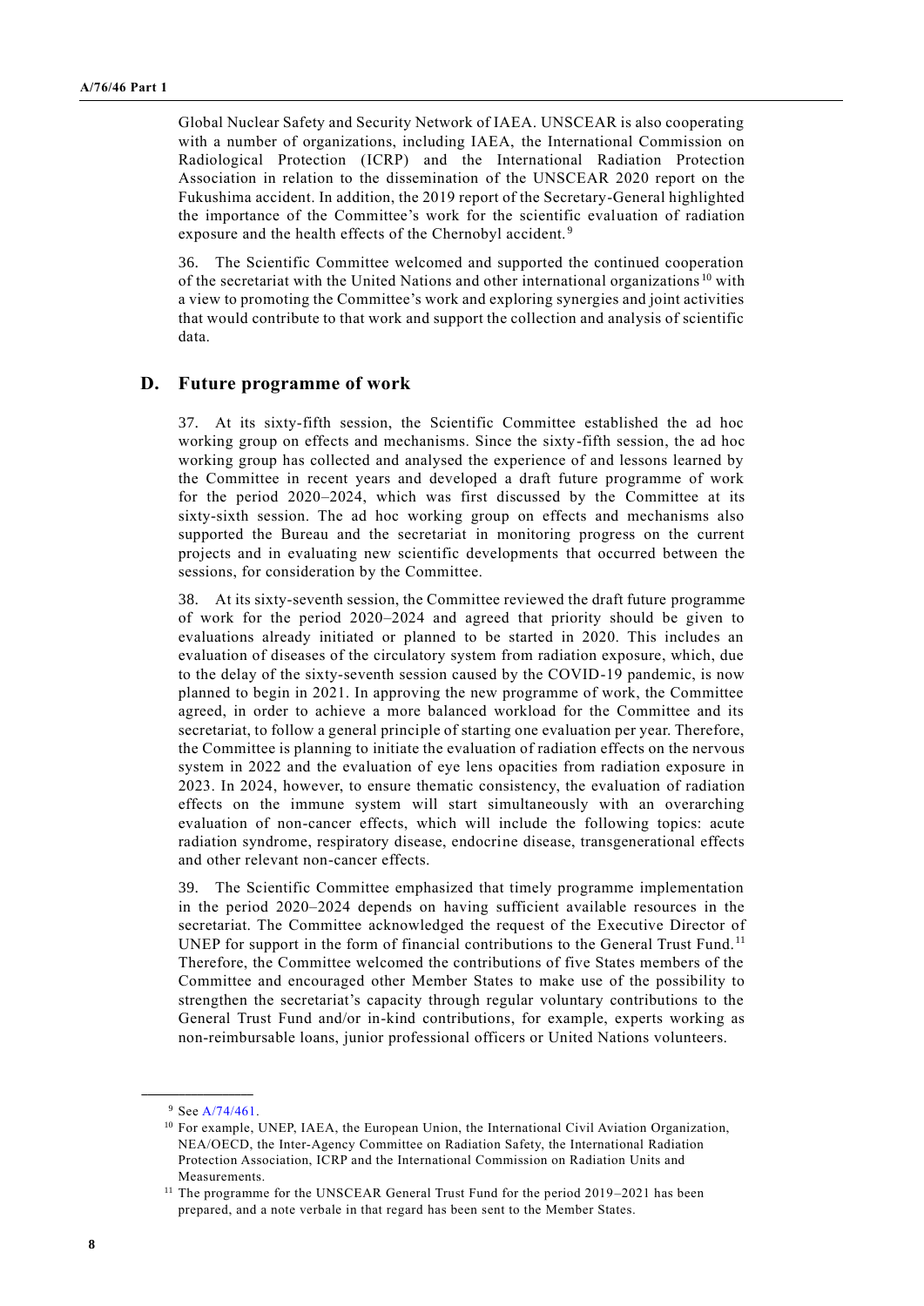Global Nuclear Safety and Security Network of IAEA. UNSCEAR is also cooperating with a number of organizations, including IAEA, the International Commission on Radiological Protection (ICRP) and the International Radiation Protection Association in relation to the dissemination of the UNSCEAR 2020 report on the Fukushima accident. In addition, the 2019 report of the Secretary-General highlighted the importance of the Committee's work for the scientific evaluation of radiation exposure and the health effects of the Chernobyl accident.[9]

36. The Scientific Committee welcomed and supported the continued cooperation of the secretariat with the United Nations and other international organizations[10] with a view to promoting the Committee's work and exploring synergies and joint activities that would contribute to that work and support the collection and analysis of scientific data.

## D. Future programme of work

37. At its sixty-fifth session, the Scientific Committee established the ad hoc working group on effects and mechanisms. Since the sixty-fifth session, the ad hoc working group has collected and analysed the experience of and lessons learned by the Committee in recent years and developed a draft future programme of work for the period 2020–2024, which was first discussed by the Committee at its sixty-sixth session. The ad hoc working group on effects and mechanisms also supported the Bureau and the secretariat in monitoring progress on the current projects and in evaluating new scientific developments that occurred between the sessions, for consideration by the Committee.

38. At its sixty-seventh session, the Committee reviewed the draft future programme of work for the period 2020–2024 and agreed that priority should be given to evaluations already initiated or planned to be started in 2020. This includes an evaluation of diseases of the circulatory system from radiation exposure, which, due to the delay of the sixty-seventh session caused by the COVID-19 pandemic, is now planned to begin in 2021. In approving the new programme of work, the Committee agreed, in order to achieve a more balanced workload for the Committee and its secretariat, to follow a general principle of starting one evaluation per year. Therefore, the Committee is planning to initiate the evaluation of radiation effects on the nervous system in 2022 and the evaluation of eye lens opacities from radiation exposure in 2023. In 2024, however, to ensure thematic consistency, the evaluation of radiation effects on the immune system will start simultaneously with an overarching evaluation of non-cancer effects, which will include the following topics: acute radiation syndrome, respiratory disease, endocrine disease, transgenerational effects and other relevant non-cancer effects.

39. The Scientific Committee emphasized that timely programme implementation in the period 2020–2024 depends on having sufficient available resources in the secretariat. The Committee acknowledged the request of the Executive Director of UNEP for support in the form of financial contributions to the General Trust Fund.[11] Therefore, the Committee welcomed the contributions of five States members of the Committee and encouraged other Member States to make use of the possibility to strengthen the secretariat's capacity through regular voluntary contributions to the General Trust Fund and/or in-kind contributions, for example, experts working as non-reimbursable loans, junior professional officers or United Nations volunteers.

---

[9] See A/74/461.

[10] For example, UNEP, IAEA, the European Union, the International Civil Aviation Organization, NEA/OECD, the Inter-Agency Committee on Radiation Safety, the International Radiation Protection Association, ICRP and the International Commission on Radiation Units and Measurements.

[11] The programme for the UNSCEAR General Trust Fund for the period 2019–2021 has been prepared, and a note verbale in that regard has been sent to the Member States.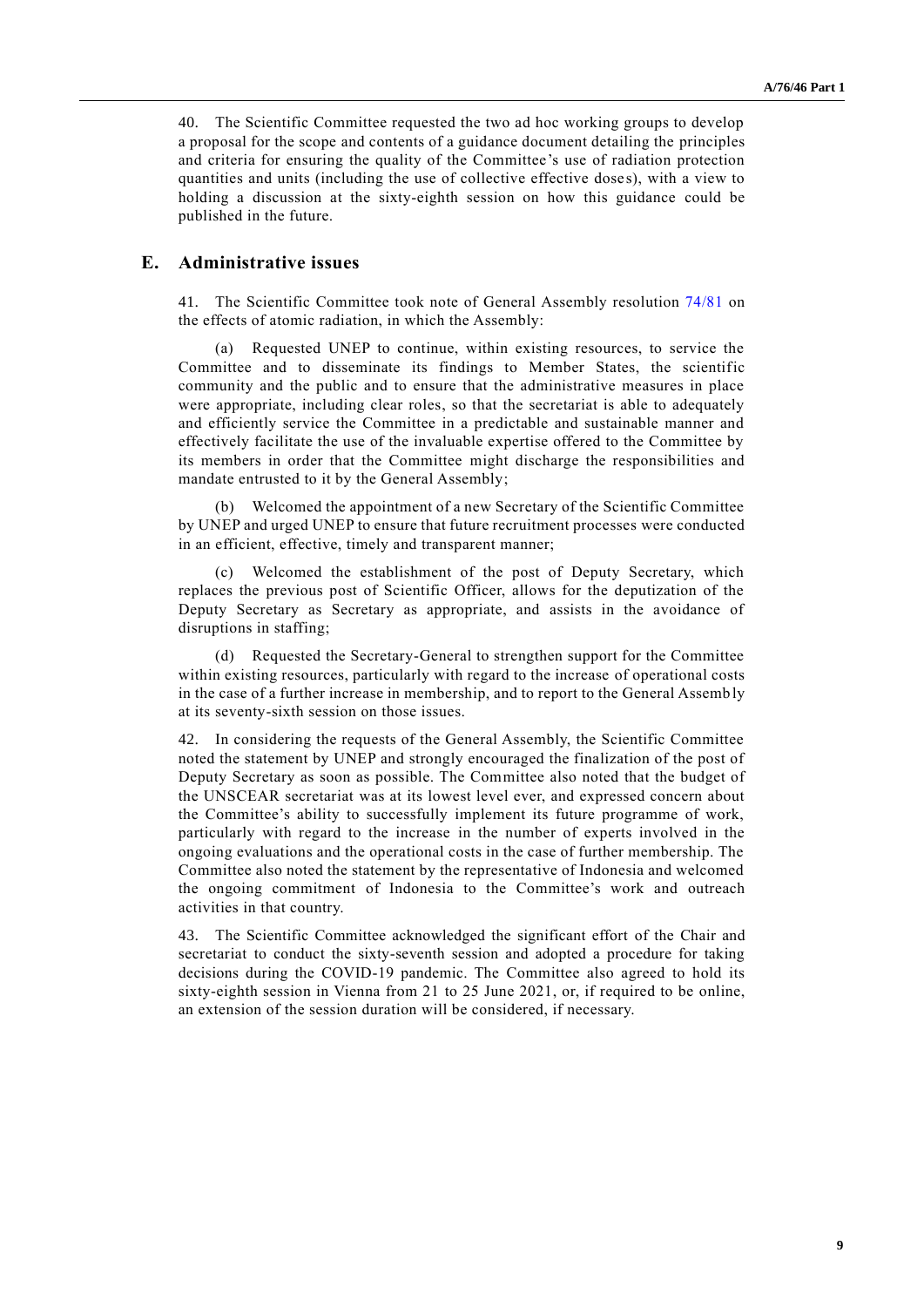40. The Scientific Committee requested the two ad hoc working groups to develop a proposal for the scope and contents of a guidance document detailing the principles and criteria for ensuring the quality of the Committee's use of radiation protection quantities and units (including the use of collective effective doses), with a view to holding a discussion at the sixty-eighth session on how this guidance could be published in the future.

## E. Administrative issues

41. The Scientific Committee took note of General Assembly resolution 74/81 on the effects of atomic radiation, in which the Assembly:

(a) Requested UNEP to continue, within existing resources, to service the Committee and to disseminate its findings to Member States, the scientific community and the public and to ensure that the administrative measures in place were appropriate, including clear roles, so that the secretariat is able to adequately and efficiently service the Committee in a predictable and sustainable manner and effectively facilitate the use of the invaluable expertise offered to the Committee by its members in order that the Committee might discharge the responsibilities and mandate entrusted to it by the General Assembly;

(b) Welcomed the appointment of a new Secretary of the Scientific Committee by UNEP and urged UNEP to ensure that future recruitment processes were conducted in an efficient, effective, timely and transparent manner;

(c) Welcomed the establishment of the post of Deputy Secretary, which replaces the previous post of Scientific Officer, allows for the deputization of the Deputy Secretary as Secretary as appropriate, and assists in the avoidance of disruptions in staffing;

(d) Requested the Secretary-General to strengthen support for the Committee within existing resources, particularly with regard to the increase of operational costs in the case of a further increase in membership, and to report to the General Assembly at its seventy-sixth session on those issues.

42. In considering the requests of the General Assembly, the Scientific Committee noted the statement by UNEP and strongly encouraged the finalization of the post of Deputy Secretary as soon as possible. The Committee also noted that the budget of the UNSCEAR secretariat was at its lowest level ever, and expressed concern about the Committee's ability to successfully implement its future programme of work, particularly with regard to the increase in the number of experts involved in the ongoing evaluations and the operational costs in the case of further membership. The Committee also noted the statement by the representative of Indonesia and welcomed the ongoing commitment of Indonesia to the Committee's work and outreach activities in that country.

43. The Scientific Committee acknowledged the significant effort of the Chair and secretariat to conduct the sixty-seventh session and adopted a procedure for taking decisions during the COVID-19 pandemic. The Committee also agreed to hold its sixty-eighth session in Vienna from 21 to 25 June 2021, or, if required to be online, an extension of the session duration will be considered, if necessary.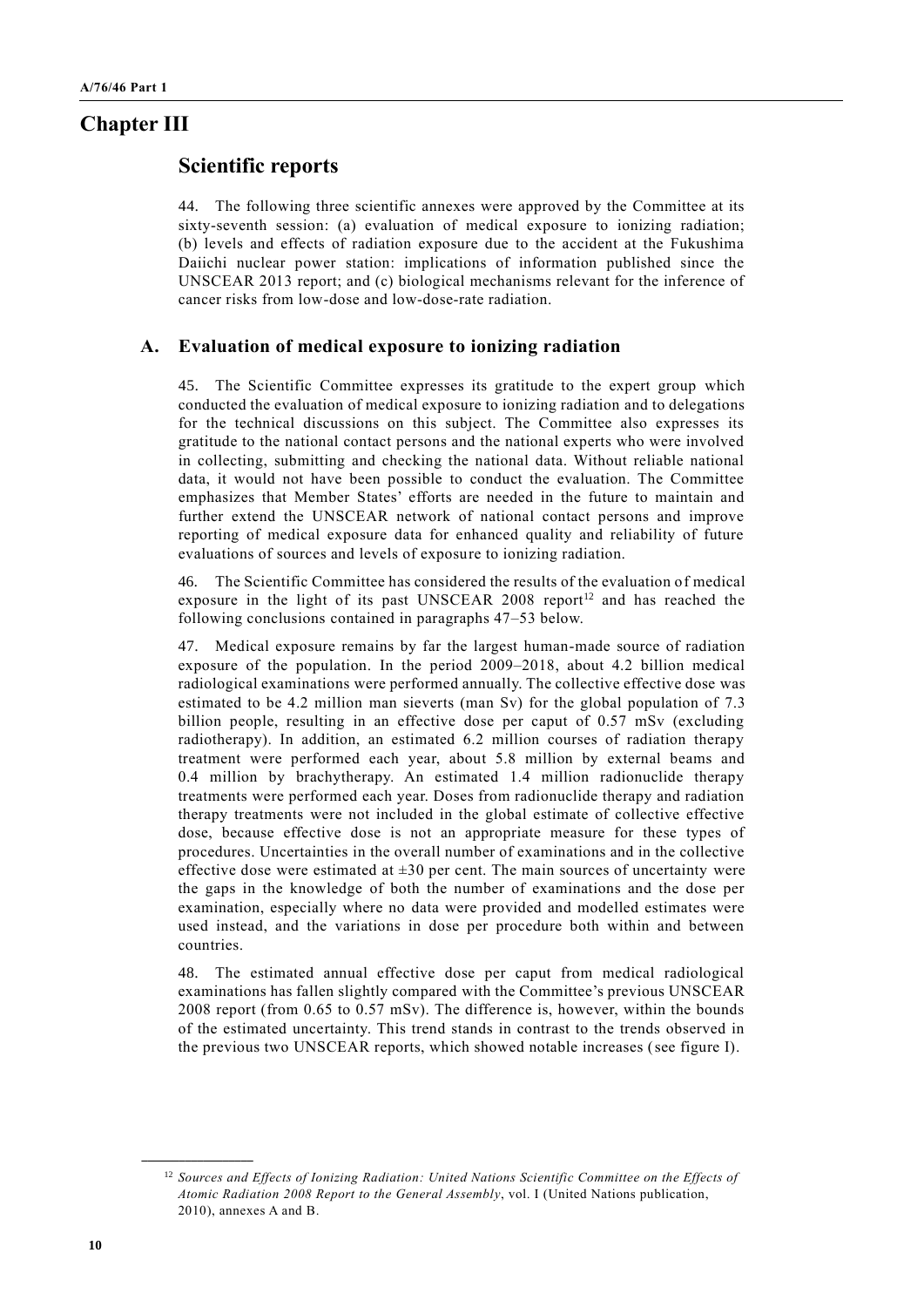# Chapter III

## Scientific reports

44. The following three scientific annexes were approved by the Committee at its sixty-seventh session: (a) evaluation of medical exposure to ionizing radiation; (b) levels and effects of radiation exposure due to the accident at the Fukushima Daiichi nuclear power station: implications of information published since the UNSCEAR 2013 report; and (c) biological mechanisms relevant for the inference of cancer risks from low-dose and low-dose-rate radiation.

### A. Evaluation of medical exposure to ionizing radiation

45. The Scientific Committee expresses its gratitude to the expert group which conducted the evaluation of medical exposure to ionizing radiation and to delegations for the technical discussions on this subject. The Committee also expresses its gratitude to the national contact persons and the national experts who were involved in collecting, submitting and checking the national data. Without reliable national data, it would not have been possible to conduct the evaluation. The Committee emphasizes that Member States' efforts are needed in the future to maintain and further extend the UNSCEAR network of national contact persons and improve reporting of medical exposure data for enhanced quality and reliability of future evaluations of sources and levels of exposure to ionizing radiation.

46. The Scientific Committee has considered the results of the evaluation of medical exposure in the light of its past UNSCEAR 2008 report[12] and has reached the following conclusions contained in paragraphs 47–53 below.

47. Medical exposure remains by far the largest human-made source of radiation exposure of the population. In the period 2009–2018, about 4.2 billion medical radiological examinations were performed annually. The collective effective dose was estimated to be 4.2 million man sieverts (man Sv) for the global population of 7.3 billion people, resulting in an effective dose per caput of 0.57 mSv (excluding radiotherapy). In addition, an estimated 6.2 million courses of radiation therapy treatment were performed each year, about 5.8 million by external beams and 0.4 million by brachytherapy. An estimated 1.4 million radionuclide therapy treatments were performed each year. Doses from radionuclide therapy and radiation therapy treatments were not included in the global estimate of collective effective dose, because effective dose is not an appropriate measure for these types of procedures. Uncertainties in the overall number of examinations and in the collective effective dose were estimated at ±30 per cent. The main sources of uncertainty were the gaps in the knowledge of both the number of examinations and the dose per examination, especially where no data were provided and modelled estimates were used instead, and the variations in dose per procedure both within and between countries.

48. The estimated annual effective dose per caput from medical radiological examinations has fallen slightly compared with the Committee's previous UNSCEAR 2008 report (from 0.65 to 0.57 mSv). The difference is, however, within the bounds of the estimated uncertainty. This trend stands in contrast to the trends observed in the previous two UNSCEAR reports, which showed notable increases (see figure I).

---

[12] *Sources and Effects of Ionizing Radiation: United Nations Scientific Committee on the Effects of Atomic Radiation 2008 Report to the General Assembly*, vol. I (United Nations publication, 2010), annexes A and B.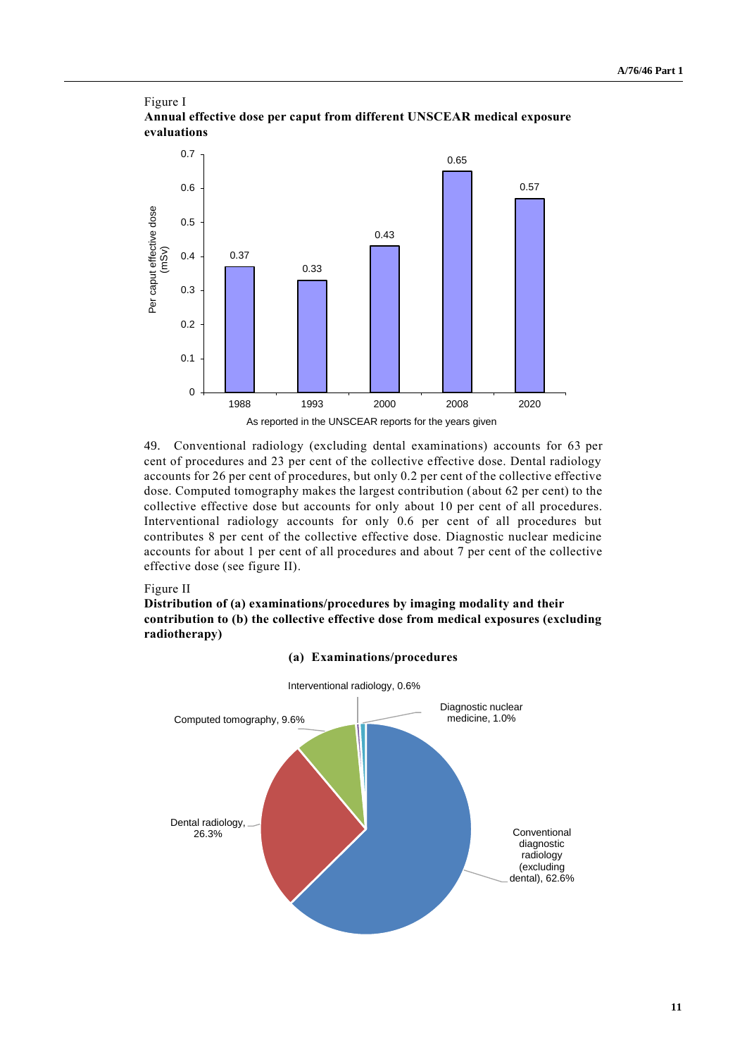Figure I

**Annual effective dose per caput from different UNSCEAR medical exposure evaluations**

| Year | Per caput effective dose (mSv) |
|---|---|
| 1988 | 0.37 |
| 1993 | 0.33 |
| 2000 | 0.43 |
| 2008 | 0.65 |
| 2020 | 0.57 |

As reported in the UNSCEAR reports for the years given

49. Conventional radiology (excluding dental examinations) accounts for 63 per cent of procedures and 23 per cent of the collective effective dose. Dental radiology accounts for 26 per cent of procedures, but only 0.2 per cent of the collective effective dose. Computed tomography makes the largest contribution (about 62 per cent) to the collective effective dose but accounts for only about 10 per cent of all procedures. Interventional radiology accounts for only 0.6 per cent of all procedures but contributes 8 per cent of the collective effective dose. Diagnostic nuclear medicine accounts for about 1 per cent of all procedures and about 7 per cent of the collective effective dose (see figure II).

Figure II

**Distribution of (a) examinations/procedures by imaging modality and their contribution to (b) the collective effective dose from medical exposures (excluding radiotherapy)**

**(a) Examinations/procedures**

| Modality | Share |
|---|---|
| Conventional diagnostic radiology (excluding dental) | 62.6% |
| Dental radiology | 26.3% |
| Computed tomography | 9.6% |
| Diagnostic nuclear medicine | 1.0% |
| Interventional radiology | 0.6% |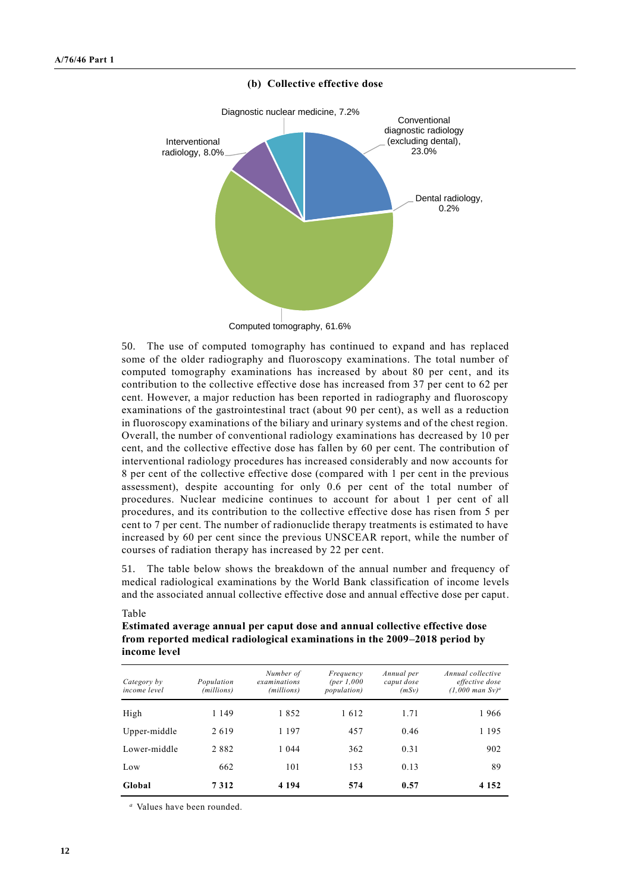**(b) Collective effective dose**

Diagnostic nuclear medicine, 7.2%

Conventional diagnostic radiology (excluding dental), 23.0%

Interventional radiology, 8.0%

Dental radiology, 0.2%

Computed tomography, 61.6%

50. The use of computed tomography has continued to expand and has replaced some of the older radiography and fluoroscopy examinations. The total number of computed tomography examinations has increased by about 80 per cent, and its contribution to the collective effective dose has increased from 37 per cent to 62 per cent. However, a major reduction has been reported in radiography and fluoroscopy examinations of the gastrointestinal tract (about 90 per cent), as well as a reduction in fluoroscopy examinations of the biliary and urinary systems and of the chest region. Overall, the number of conventional radiology examinations has decreased by 10 per cent, and the collective effective dose has fallen by 60 per cent. The contribution of interventional radiology procedures has increased considerably and now accounts for 8 per cent of the collective effective dose (compared with 1 per cent in the previous assessment), despite accounting for only 0.6 per cent of the total number of procedures. Nuclear medicine continues to account for about 1 per cent of all procedures, and its contribution to the collective effective dose has risen from 5 per cent to 7 per cent. The number of radionuclide therapy treatments is estimated to have increased by 60 per cent since the previous UNSCEAR report, while the number of courses of radiation therapy has increased by 22 per cent.

51. The table below shows the breakdown of the annual number and frequency of medical radiological examinations by the World Bank classification of income levels and the associated annual collective effective dose and annual effective dose per caput.

Table

**Estimated average annual per caput dose and annual collective effective dose from reported medical radiological examinations in the 2009–2018 period by income level**

| *Category by income level* | *Population (millions)* | *Number of examinations (millions)* | *Frequency (per 1,000 population)* | *Annual per caput dose (mSv)* | *Annual collective effective dose (1,000 man Sv)*[a] |
|---|---|---|---|---|---|
| High | 1 149 | 1 852 | 1 612 | 1.71 | 1 966 |
| Upper-middle | 2 619 | 1 197 | 457 | 0.46 | 1 195 |
| Lower-middle | 2 882 | 1 044 | 362 | 0.31 | 902 |
| Low | 662 | 101 | 153 | 0.13 | 89 |
| **Global** | **7 312** | **4 194** | **574** | **0.57** | **4 152** |

[a] Values have been rounded.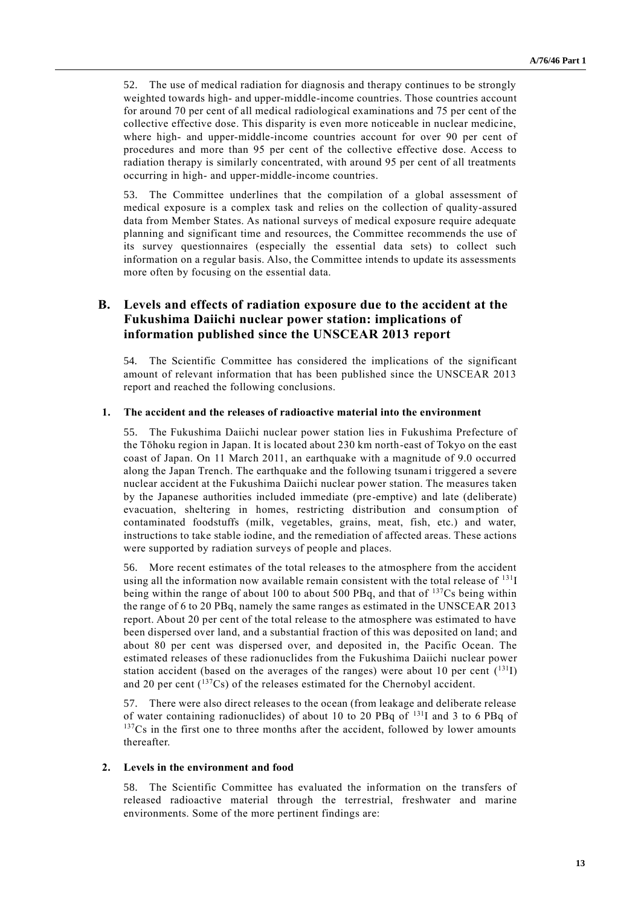52. The use of medical radiation for diagnosis and therapy continues to be strongly weighted towards high- and upper-middle-income countries. Those countries account for around 70 per cent of all medical radiological examinations and 75 per cent of the collective effective dose. This disparity is even more noticeable in nuclear medicine, where high- and upper-middle-income countries account for over 90 per cent of procedures and more than 95 per cent of the collective effective dose. Access to radiation therapy is similarly concentrated, with around 95 per cent of all treatments occurring in high- and upper-middle-income countries.

53. The Committee underlines that the compilation of a global assessment of medical exposure is a complex task and relies on the collection of quality-assured data from Member States. As national surveys of medical exposure require adequate planning and significant time and resources, the Committee recommends the use of its survey questionnaires (especially the essential data sets) to collect such information on a regular basis. Also, the Committee intends to update its assessments more often by focusing on the essential data.

## B. Levels and effects of radiation exposure due to the accident at the Fukushima Daiichi nuclear power station: implications of information published since the UNSCEAR 2013 report

54. The Scientific Committee has considered the implications of the significant amount of relevant information that has been published since the UNSCEAR 2013 report and reached the following conclusions.

### 1. The accident and the releases of radioactive material into the environment

55. The Fukushima Daiichi nuclear power station lies in Fukushima Prefecture of the Tōhoku region in Japan. It is located about 230 km north-east of Tokyo on the east coast of Japan. On 11 March 2011, an earthquake with a magnitude of 9.0 occurred along the Japan Trench. The earthquake and the following tsunami triggered a severe nuclear accident at the Fukushima Daiichi nuclear power station. The measures taken by the Japanese authorities included immediate (pre-emptive) and late (deliberate) evacuation, sheltering in homes, restricting distribution and consumption of contaminated foodstuffs (milk, vegetables, grains, meat, fish, etc.) and water, instructions to take stable iodine, and the remediation of affected areas. These actions were supported by radiation surveys of people and places.

56. More recent estimates of the total releases to the atmosphere from the accident using all the information now available remain consistent with the total release of $^{131}$I being within the range of about 100 to about 500 PBq, and that of $^{137}$Cs being within the range of 6 to 20 PBq, namely the same ranges as estimated in the UNSCEAR 2013 report. About 20 per cent of the total release to the atmosphere was estimated to have been dispersed over land, and a substantial fraction of this was deposited on land; and about 80 per cent was dispersed over, and deposited in, the Pacific Ocean. The estimated releases of these radionuclides from the Fukushima Daiichi nuclear power station accident (based on the averages of the ranges) were about 10 per cent ($^{131}$I) and 20 per cent ($^{137}$Cs) of the releases estimated for the Chernobyl accident.

57. There were also direct releases to the ocean (from leakage and deliberate release of water containing radionuclides) of about 10 to 20 PBq of $^{131}$I and 3 to 6 PBq of $^{137}$Cs in the first one to three months after the accident, followed by lower amounts thereafter.

### 2. Levels in the environment and food

58. The Scientific Committee has evaluated the information on the transfers of released radioactive material through the terrestrial, freshwater and marine environments. Some of the more pertinent findings are: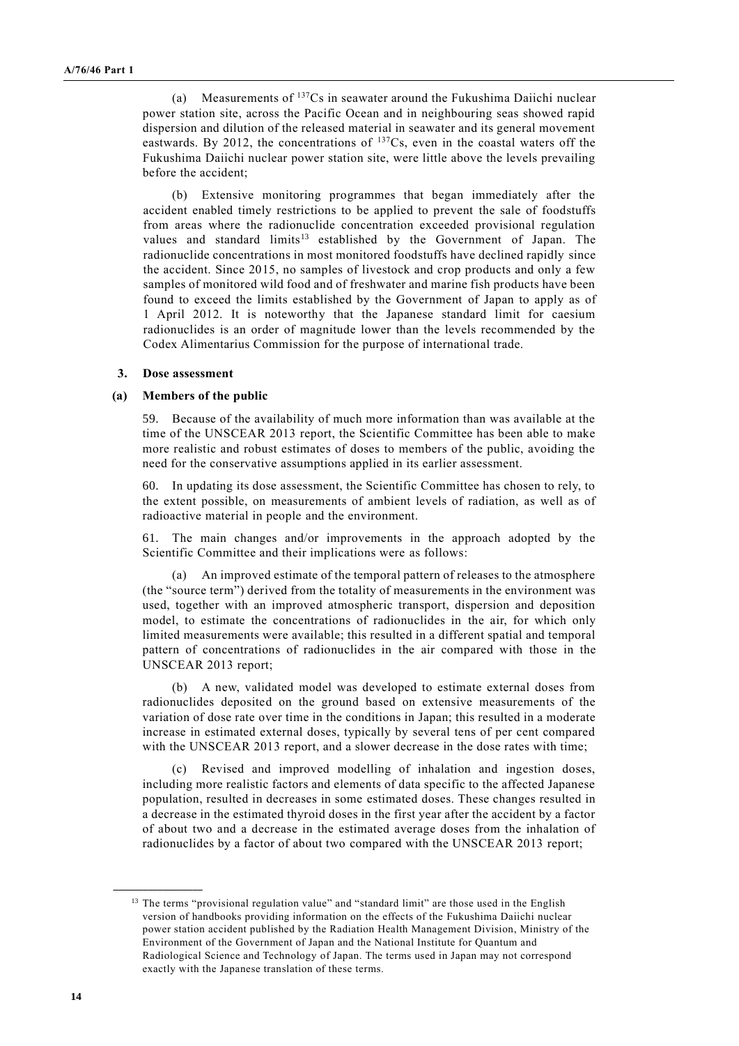(a) Measurements of $^{137}Cs$ in seawater around the Fukushima Daiichi nuclear power station site, across the Pacific Ocean and in neighbouring seas showed rapid dispersion and dilution of the released material in seawater and its general movement eastwards. By 2012, the concentrations of $^{137}Cs$, even in the coastal waters off the Fukushima Daiichi nuclear power station site, were little above the levels prevailing before the accident;

(b) Extensive monitoring programmes that began immediately after the accident enabled timely restrictions to be applied to prevent the sale of foodstuffs from areas where the radionuclide concentration exceeded provisional regulation values and standard limits[13] established by the Government of Japan. The radionuclide concentrations in most monitored foodstuffs have declined rapidly since the accident. Since 2015, no samples of livestock and crop products and only a few samples of monitored wild food and of freshwater and marine fish products have been found to exceed the limits established by the Government of Japan to apply as of 1 April 2012. It is noteworthy that the Japanese standard limit for caesium radionuclides is an order of magnitude lower than the levels recommended by the Codex Alimentarius Commission for the purpose of international trade.

### 3. Dose assessment

#### (a) Members of the public

59. Because of the availability of much more information than was available at the time of the UNSCEAR 2013 report, the Scientific Committee has been able to make more realistic and robust estimates of doses to members of the public, avoiding the need for the conservative assumptions applied in its earlier assessment.

60. In updating its dose assessment, the Scientific Committee has chosen to rely, to the extent possible, on measurements of ambient levels of radiation, as well as of radioactive material in people and the environment.

61. The main changes and/or improvements in the approach adopted by the Scientific Committee and their implications were as follows:

(a) An improved estimate of the temporal pattern of releases to the atmosphere (the "source term") derived from the totality of measurements in the environment was used, together with an improved atmospheric transport, dispersion and deposition model, to estimate the concentrations of radionuclides in the air, for which only limited measurements were available; this resulted in a different spatial and temporal pattern of concentrations of radionuclides in the air compared with those in the UNSCEAR 2013 report;

(b) A new, validated model was developed to estimate external doses from radionuclides deposited on the ground based on extensive measurements of the variation of dose rate over time in the conditions in Japan; this resulted in a moderate increase in estimated external doses, typically by several tens of per cent compared with the UNSCEAR 2013 report, and a slower decrease in the dose rates with time;

(c) Revised and improved modelling of inhalation and ingestion doses, including more realistic factors and elements of data specific to the affected Japanese population, resulted in decreases in some estimated doses. These changes resulted in a decrease in the estimated thyroid doses in the first year after the accident by a factor of about two and a decrease in the estimated average doses from the inhalation of radionuclides by a factor of about two compared with the UNSCEAR 2013 report;

---

[13] The terms "provisional regulation value" and "standard limit" are those used in the English version of handbooks providing information on the effects of the Fukushima Daiichi nuclear power station accident published by the Radiation Health Management Division, Ministry of the Environment of the Government of Japan and the National Institute for Quantum and Radiological Science and Technology of Japan. The terms used in Japan may not correspond exactly with the Japanese translation of these terms.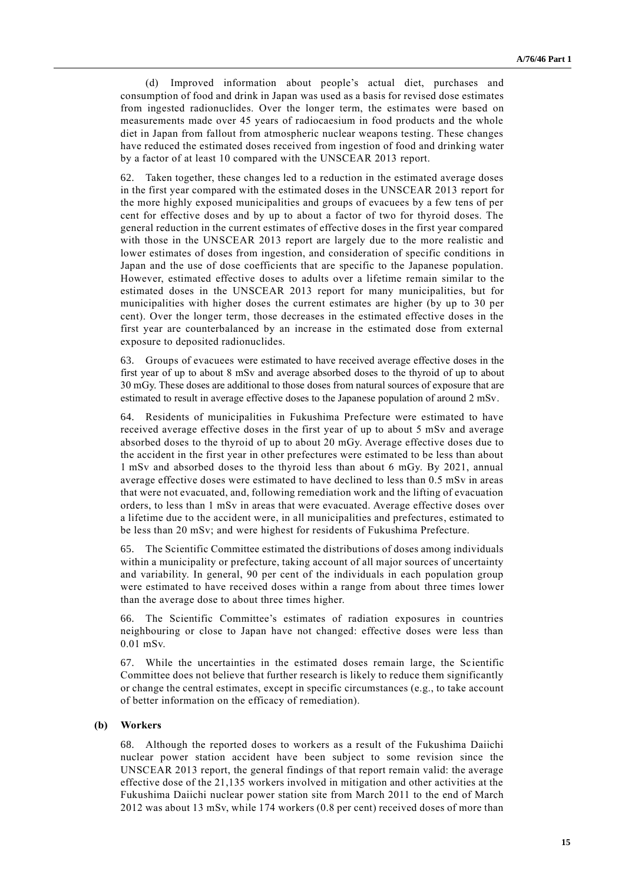(d) Improved information about people's actual diet, purchases and consumption of food and drink in Japan was used as a basis for revised dose estimates from ingested radionuclides. Over the longer term, the estimates were based on measurements made over 45 years of radiocaesium in food products and the whole diet in Japan from fallout from atmospheric nuclear weapons testing. These changes have reduced the estimated doses received from ingestion of food and drinking water by a factor of at least 10 compared with the UNSCEAR 2013 report.

62. Taken together, these changes led to a reduction in the estimated average doses in the first year compared with the estimated doses in the UNSCEAR 2013 report for the more highly exposed municipalities and groups of evacuees by a few tens of per cent for effective doses and by up to about a factor of two for thyroid doses. The general reduction in the current estimates of effective doses in the first year compared with those in the UNSCEAR 2013 report are largely due to the more realistic and lower estimates of doses from ingestion, and consideration of specific conditions in Japan and the use of dose coefficients that are specific to the Japanese population. However, estimated effective doses to adults over a lifetime remain similar to the estimated doses in the UNSCEAR 2013 report for many municipalities, but for municipalities with higher doses the current estimates are higher (by up to 30 per cent). Over the longer term, those decreases in the estimated effective doses in the first year are counterbalanced by an increase in the estimated dose from external exposure to deposited radionuclides.

63. Groups of evacuees were estimated to have received average effective doses in the first year of up to about 8 mSv and average absorbed doses to the thyroid of up to about 30 mGy. These doses are additional to those doses from natural sources of exposure that are estimated to result in average effective doses to the Japanese population of around 2 mSv.

64. Residents of municipalities in Fukushima Prefecture were estimated to have received average effective doses in the first year of up to about 5 mSv and average absorbed doses to the thyroid of up to about 20 mGy. Average effective doses due to the accident in the first year in other prefectures were estimated to be less than about 1 mSv and absorbed doses to the thyroid less than about 6 mGy. By 2021, annual average effective doses were estimated to have declined to less than 0.5 mSv in areas that were not evacuated, and, following remediation work and the lifting of evacuation orders, to less than 1 mSv in areas that were evacuated. Average effective doses over a lifetime due to the accident were, in all municipalities and prefectures, estimated to be less than 20 mSv; and were highest for residents of Fukushima Prefecture.

65. The Scientific Committee estimated the distributions of doses among individuals within a municipality or prefecture, taking account of all major sources of uncertainty and variability. In general, 90 per cent of the individuals in each population group were estimated to have received doses within a range from about three times lower than the average dose to about three times higher.

66. The Scientific Committee's estimates of radiation exposures in countries neighbouring or close to Japan have not changed: effective doses were less than 0.01 mSv.

67. While the uncertainties in the estimated doses remain large, the Scientific Committee does not believe that further research is likely to reduce them significantly or change the central estimates, except in specific circumstances (e.g., to take account of better information on the efficacy of remediation).

### (b) Workers

68. Although the reported doses to workers as a result of the Fukushima Daiichi nuclear power station accident have been subject to some revision since the UNSCEAR 2013 report, the general findings of that report remain valid: the average effective dose of the 21,135 workers involved in mitigation and other activities at the Fukushima Daiichi nuclear power station site from March 2011 to the end of March 2012 was about 13 mSv, while 174 workers (0.8 per cent) received doses of more than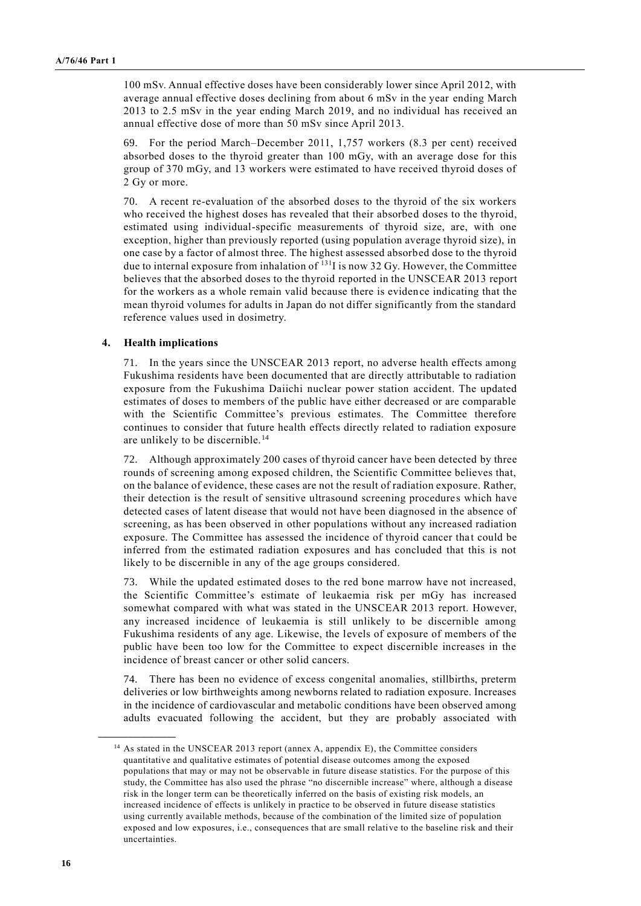100 mSv. Annual effective doses have been considerably lower since April 2012, with average annual effective doses declining from about 6 mSv in the year ending March 2013 to 2.5 mSv in the year ending March 2019, and no individual has received an annual effective dose of more than 50 mSv since April 2013.

69. For the period March–December 2011, 1,757 workers (8.3 per cent) received absorbed doses to the thyroid greater than 100 mGy, with an average dose for this group of 370 mGy, and 13 workers were estimated to have received thyroid doses of 2 Gy or more.

70. A recent re-evaluation of the absorbed doses to the thyroid of the six workers who received the highest doses has revealed that their absorbed doses to the thyroid, estimated using individual-specific measurements of thyroid size, are, with one exception, higher than previously reported (using population average thyroid size), in one case by a factor of almost three. The highest assessed absorbed dose to the thyroid due to internal exposure from inhalation of $^{131}$I is now 32 Gy. However, the Committee believes that the absorbed doses to the thyroid reported in the UNSCEAR 2013 report for the workers as a whole remain valid because there is evidence indicating that the mean thyroid volumes for adults in Japan do not differ significantly from the standard reference values used in dosimetry.

### 4. Health implications

71. In the years since the UNSCEAR 2013 report, no adverse health effects among Fukushima residents have been documented that are directly attributable to radiation exposure from the Fukushima Daiichi nuclear power station accident. The updated estimates of doses to members of the public have either decreased or are comparable with the Scientific Committee's previous estimates. The Committee therefore continues to consider that future health effects directly related to radiation exposure are unlikely to be discernible.[14]

72. Although approximately 200 cases of thyroid cancer have been detected by three rounds of screening among exposed children, the Scientific Committee believes that, on the balance of evidence, these cases are not the result of radiation exposure. Rather, their detection is the result of sensitive ultrasound screening procedures which have detected cases of latent disease that would not have been diagnosed in the absence of screening, as has been observed in other populations without any increased radiation exposure. The Committee has assessed the incidence of thyroid cancer that could be inferred from the estimated radiation exposures and has concluded that this is not likely to be discernible in any of the age groups considered.

73. While the updated estimated doses to the red bone marrow have not increased, the Scientific Committee's estimate of leukaemia risk per mGy has increased somewhat compared with what was stated in the UNSCEAR 2013 report. However, any increased incidence of leukaemia is still unlikely to be discernible among Fukushima residents of any age. Likewise, the levels of exposure of members of the public have been too low for the Committee to expect discernible increases in the incidence of breast cancer or other solid cancers.

74. There has been no evidence of excess congenital anomalies, stillbirths, preterm deliveries or low birthweights among newborns related to radiation exposure. Increases in the incidence of cardiovascular and metabolic conditions have been observed among adults evacuated following the accident, but they are probably associated with

---

[14] As stated in the UNSCEAR 2013 report (annex A, appendix E), the Committee considers quantitative and qualitative estimates of potential disease outcomes among the exposed populations that may or may not be observable in future disease statistics. For the purpose of this study, the Committee has also used the phrase "no discernible increase" where, although a disease risk in the longer term can be theoretically inferred on the basis of existing risk models, an increased incidence of effects is unlikely in practice to be observed in future disease statistics using currently available methods, because of the combination of the limited size of population exposed and low exposures, i.e., consequences that are small relative to the baseline risk and their uncertainties.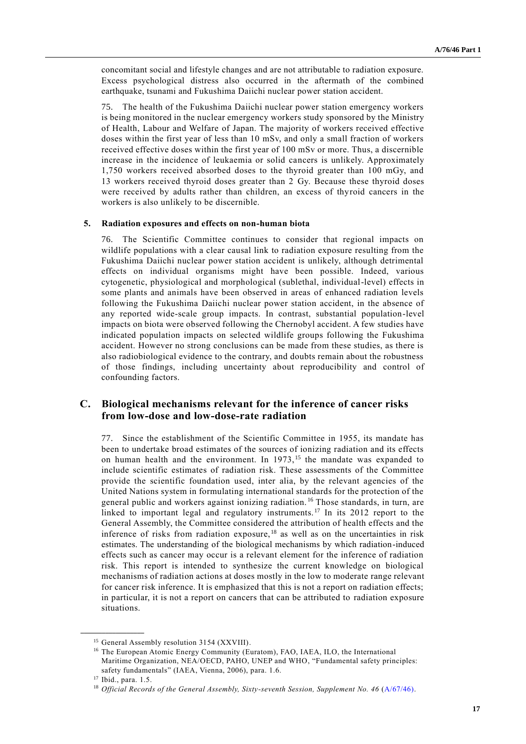concomitant social and lifestyle changes and are not attributable to radiation exposure. Excess psychological distress also occurred in the aftermath of the combined earthquake, tsunami and Fukushima Daiichi nuclear power station accident.

75. The health of the Fukushima Daiichi nuclear power station emergency workers is being monitored in the nuclear emergency workers study sponsored by the Ministry of Health, Labour and Welfare of Japan. The majority of workers received effective doses within the first year of less than 10 mSv, and only a small fraction of workers received effective doses within the first year of 100 mSv or more. Thus, a discernible increase in the incidence of leukaemia or solid cancers is unlikely. Approximately 1,750 workers received absorbed doses to the thyroid greater than 100 mGy, and 13 workers received thyroid doses greater than 2 Gy. Because these thyroid doses were received by adults rather than children, an excess of thyroid cancers in the workers is also unlikely to be discernible.

### 5. Radiation exposures and effects on non-human biota

76. The Scientific Committee continues to consider that regional impacts on wildlife populations with a clear causal link to radiation exposure resulting from the Fukushima Daiichi nuclear power station accident is unlikely, although detrimental effects on individual organisms might have been possible. Indeed, various cytogenetic, physiological and morphological (sublethal, individual-level) effects in some plants and animals have been observed in areas of enhanced radiation levels following the Fukushima Daiichi nuclear power station accident, in the absence of any reported wide-scale group impacts. In contrast, substantial population-level impacts on biota were observed following the Chernobyl accident. A few studies have indicated population impacts on selected wildlife groups following the Fukushima accident. However no strong conclusions can be made from these studies, as there is also radiobiological evidence to the contrary, and doubts remain about the robustness of those findings, including uncertainty about reproducibility and control of confounding factors.

## C. Biological mechanisms relevant for the inference of cancer risks from low-dose and low-dose-rate radiation

77. Since the establishment of the Scientific Committee in 1955, its mandate has been to undertake broad estimates of the sources of ionizing radiation and its effects on human health and the environment. In 1973,[15] the mandate was expanded to include scientific estimates of radiation risk. These assessments of the Committee provide the scientific foundation used, inter alia, by the relevant agencies of the United Nations system in formulating international standards for the protection of the general public and workers against ionizing radiation.[16] Those standards, in turn, are linked to important legal and regulatory instruments.[17] In its 2012 report to the General Assembly, the Committee considered the attribution of health effects and the inference of risks from radiation exposure,[18] as well as on the uncertainties in risk estimates. The understanding of the biological mechanisms by which radiation-induced effects such as cancer may occur is a relevant element for the inference of radiation risk. This report is intended to synthesize the current knowledge on biological mechanisms of radiation actions at doses mostly in the low to moderate range relevant for cancer risk inference. It is emphasized that this is not a report on radiation effects; in particular, it is not a report on cancers that can be attributed to radiation exposure situations.

---

[15] General Assembly resolution 3154 (XXVIII).

[16] The European Atomic Energy Community (Euratom), FAO, IAEA, ILO, the International Maritime Organization, NEA/OECD, PAHO, UNEP and WHO, "Fundamental safety principles: safety fundamentals" (IAEA, Vienna, 2006), para. 1.6.

[17] Ibid., para. 1.5.

[18] *Official Records of the General Assembly, Sixty-seventh Session, Supplement No. 46* (A/67/46).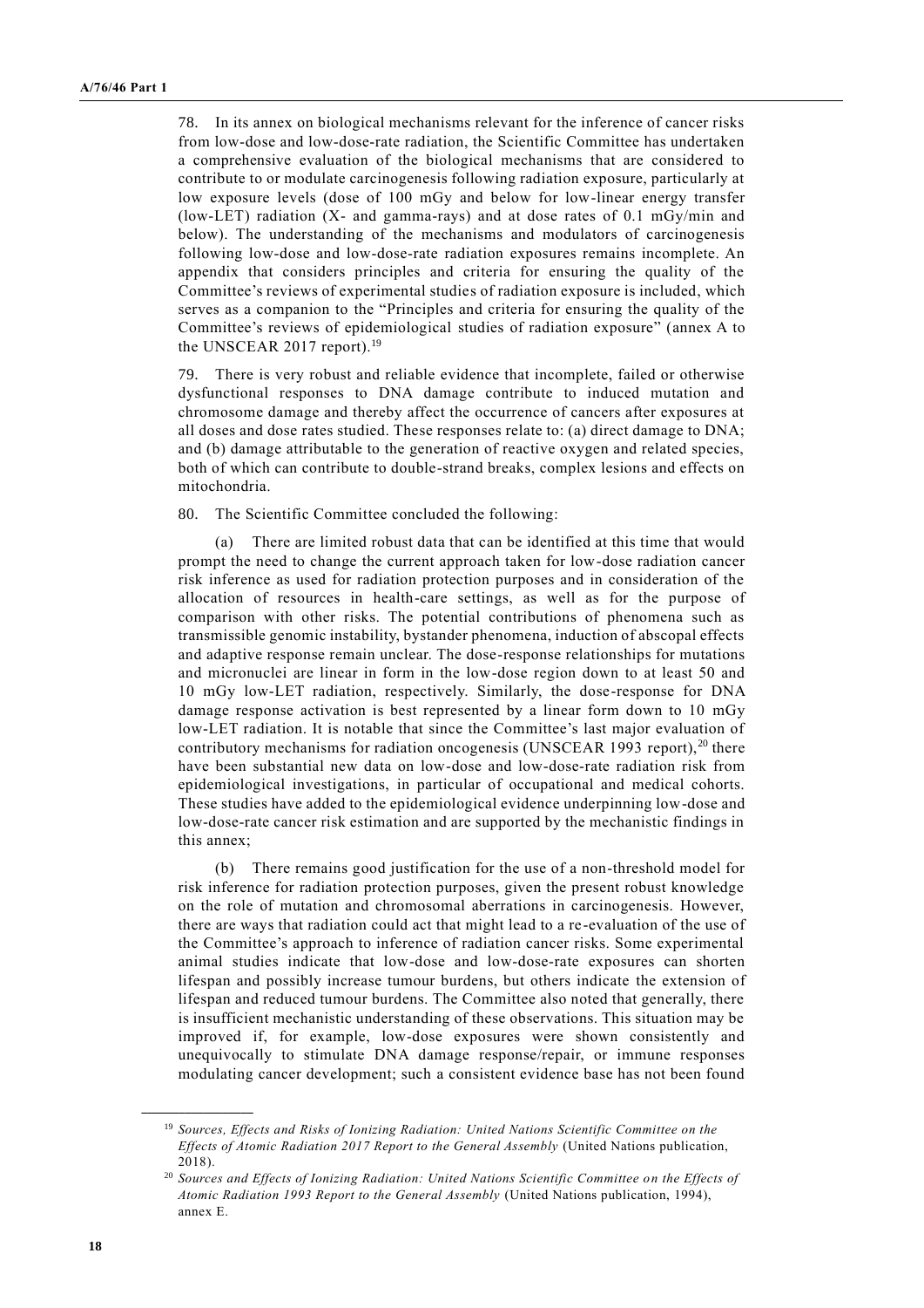78. In its annex on biological mechanisms relevant for the inference of cancer risks from low-dose and low-dose-rate radiation, the Scientific Committee has undertaken a comprehensive evaluation of the biological mechanisms that are considered to contribute to or modulate carcinogenesis following radiation exposure, particularly at low exposure levels (dose of 100 mGy and below for low-linear energy transfer (low-LET) radiation (X- and gamma-rays) and at dose rates of 0.1 mGy/min and below). The understanding of the mechanisms and modulators of carcinogenesis following low-dose and low-dose-rate radiation exposures remains incomplete. An appendix that considers principles and criteria for ensuring the quality of the Committee's reviews of experimental studies of radiation exposure is included, which serves as a companion to the "Principles and criteria for ensuring the quality of the Committee's reviews of epidemiological studies of radiation exposure" (annex A to the UNSCEAR 2017 report).[19]

79. There is very robust and reliable evidence that incomplete, failed or otherwise dysfunctional responses to DNA damage contribute to induced mutation and chromosome damage and thereby affect the occurrence of cancers after exposures at all doses and dose rates studied. These responses relate to: (a) direct damage to DNA; and (b) damage attributable to the generation of reactive oxygen and related species, both of which can contribute to double-strand breaks, complex lesions and effects on mitochondria.

80. The Scientific Committee concluded the following:

(a) There are limited robust data that can be identified at this time that would prompt the need to change the current approach taken for low-dose radiation cancer risk inference as used for radiation protection purposes and in consideration of the allocation of resources in health-care settings, as well as for the purpose of comparison with other risks. The potential contributions of phenomena such as transmissible genomic instability, bystander phenomena, induction of abscopal effects and adaptive response remain unclear. The dose-response relationships for mutations and micronuclei are linear in form in the low-dose region down to at least 50 and 10 mGy low-LET radiation, respectively. Similarly, the dose-response for DNA damage response activation is best represented by a linear form down to 10 mGy low-LET radiation. It is notable that since the Committee's last major evaluation of contributory mechanisms for radiation oncogenesis (UNSCEAR 1993 report),[20] there have been substantial new data on low-dose and low-dose-rate radiation risk from epidemiological investigations, in particular of occupational and medical cohorts. These studies have added to the epidemiological evidence underpinning low-dose and low-dose-rate cancer risk estimation and are supported by the mechanistic findings in this annex;

(b) There remains good justification for the use of a non-threshold model for risk inference for radiation protection purposes, given the present robust knowledge on the role of mutation and chromosomal aberrations in carcinogenesis. However, there are ways that radiation could act that might lead to a re-evaluation of the use of the Committee's approach to inference of radiation cancer risks. Some experimental animal studies indicate that low-dose and low-dose-rate exposures can shorten lifespan and possibly increase tumour burdens, but others indicate the extension of lifespan and reduced tumour burdens. The Committee also noted that generally, there is insufficient mechanistic understanding of these observations. This situation may be improved if, for example, low-dose exposures were shown consistently and unequivocally to stimulate DNA damage response/repair, or immune responses modulating cancer development; such a consistent evidence base has not been found

---

[19] *Sources, Effects and Risks of Ionizing Radiation: United Nations Scientific Committee on the Effects of Atomic Radiation 2017 Report to the General Assembly* (United Nations publication, 2018).

[20] *Sources and Effects of Ionizing Radiation: United Nations Scientific Committee on the Effects of Atomic Radiation 1993 Report to the General Assembly* (United Nations publication, 1994), annex E.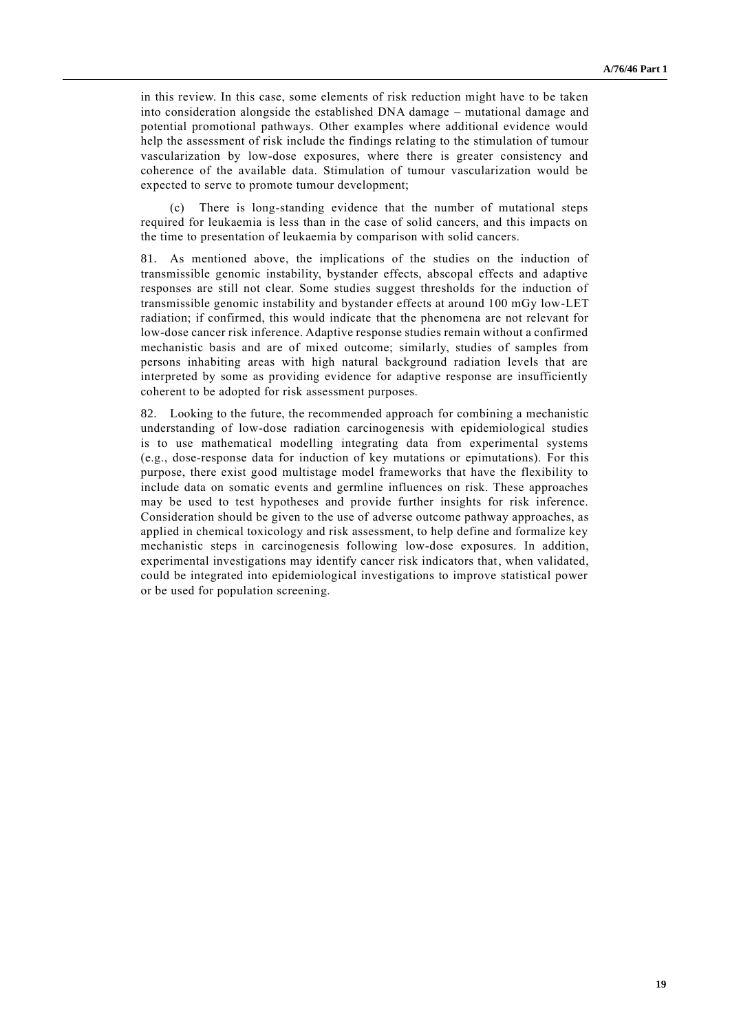in this review. In this case, some elements of risk reduction might have to be taken into consideration alongside the established DNA damage – mutational damage and potential promotional pathways. Other examples where additional evidence would help the assessment of risk include the findings relating to the stimulation of tumour vascularization by low-dose exposures, where there is greater consistency and coherence of the available data. Stimulation of tumour vascularization would be expected to serve to promote tumour development;

(c) There is long-standing evidence that the number of mutational steps required for leukaemia is less than in the case of solid cancers, and this impacts on the time to presentation of leukaemia by comparison with solid cancers.

81. As mentioned above, the implications of the studies on the induction of transmissible genomic instability, bystander effects, abscopal effects and adaptive responses are still not clear. Some studies suggest thresholds for the induction of transmissible genomic instability and bystander effects at around 100 mGy low-LET radiation; if confirmed, this would indicate that the phenomena are not relevant for low-dose cancer risk inference. Adaptive response studies remain without a confirmed mechanistic basis and are of mixed outcome; similarly, studies of samples from persons inhabiting areas with high natural background radiation levels that are interpreted by some as providing evidence for adaptive response are insufficiently coherent to be adopted for risk assessment purposes.

82. Looking to the future, the recommended approach for combining a mechanistic understanding of low-dose radiation carcinogenesis with epidemiological studies is to use mathematical modelling integrating data from experimental systems (e.g., dose-response data for induction of key mutations or epimutations). For this purpose, there exist good multistage model frameworks that have the flexibility to include data on somatic events and germline influences on risk. These approaches may be used to test hypotheses and provide further insights for risk inference. Consideration should be given to the use of adverse outcome pathway approaches, as applied in chemical toxicology and risk assessment, to help define and formalize key mechanistic steps in carcinogenesis following low-dose exposures. In addition, experimental investigations may identify cancer risk indicators that, when validated, could be integrated into epidemiological investigations to improve statistical power or be used for population screening.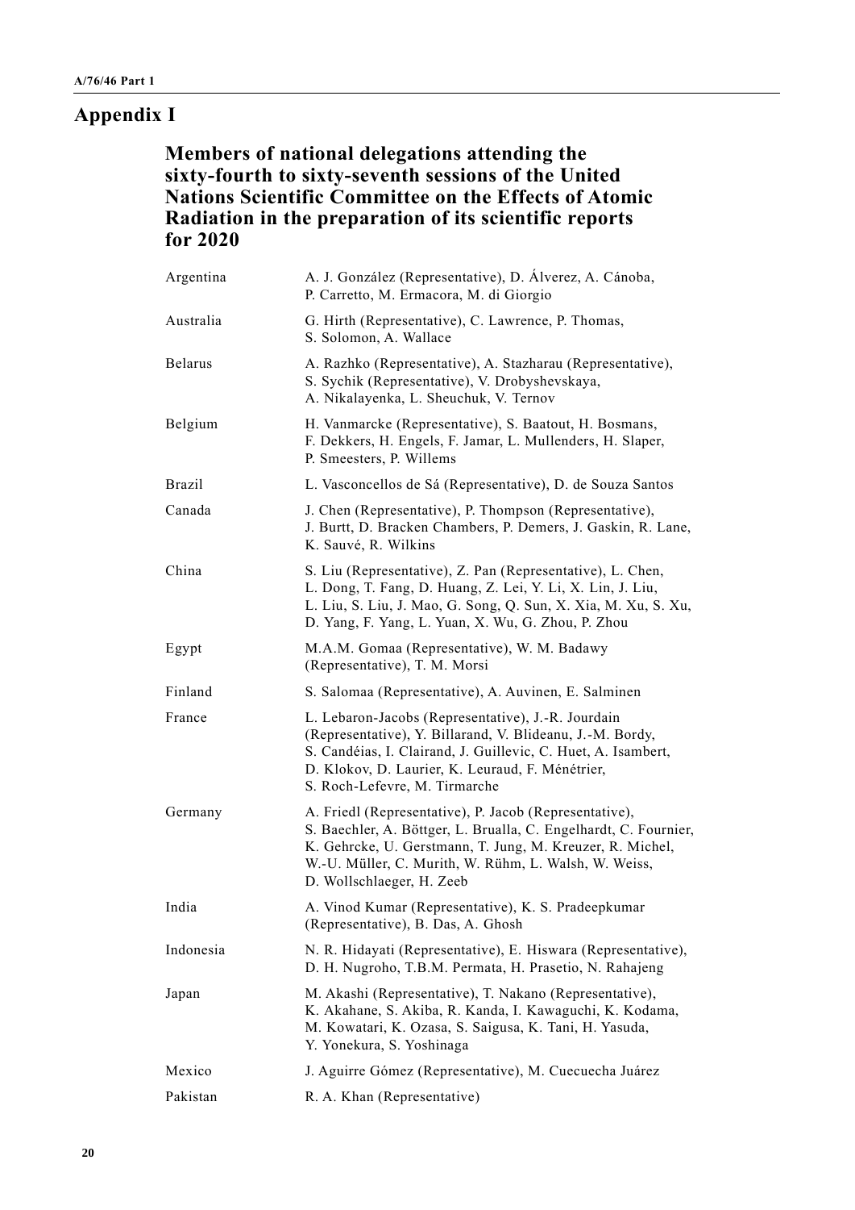# Appendix I

## Members of national delegations attending the sixty-fourth to sixty-seventh sessions of the United Nations Scientific Committee on the Effects of Atomic Radiation in the preparation of its scientific reports for 2020

| | |
|---|---|
| Argentina | A. J. González (Representative), D. Álverez, A. Cánoba, P. Carretto, M. Ermacora, M. di Giorgio |
| Australia | G. Hirth (Representative), C. Lawrence, P. Thomas, S. Solomon, A. Wallace |
| Belarus | A. Razhko (Representative), A. Stazharau (Representative), S. Sychik (Representative), V. Drobyshevskaya, A. Nikalayenka, L. Sheuchuk, V. Ternov |
| Belgium | H. Vanmarcke (Representative), S. Baatout, H. Bosmans, F. Dekkers, H. Engels, F. Jamar, L. Mullenders, H. Slaper, P. Smeesters, P. Willems |
| Brazil | L. Vasconcellos de Sá (Representative), D. de Souza Santos |
| Canada | J. Chen (Representative), P. Thompson (Representative), J. Burtt, D. Bracken Chambers, P. Demers, J. Gaskin, R. Lane, K. Sauvé, R. Wilkins |
| China | S. Liu (Representative), Z. Pan (Representative), L. Chen, L. Dong, T. Fang, D. Huang, Z. Lei, Y. Li, X. Lin, J. Liu, L. Liu, S. Liu, J. Mao, G. Song, Q. Sun, X. Xia, M. Xu, S. Xu, D. Yang, F. Yang, L. Yuan, X. Wu, G. Zhou, P. Zhou |
| Egypt | M.A.M. Gomaa (Representative), W. M. Badawy (Representative), T. M. Morsi |
| Finland | S. Salomaa (Representative), A. Auvinen, E. Salminen |
| France | L. Lebaron-Jacobs (Representative), J.-R. Jourdain (Representative), Y. Billarand, V. Blideanu, J.-M. Bordy, S. Candéias, I. Clairand, J. Guillevic, C. Huet, A. Isambert, D. Klokov, D. Laurier, K. Leuraud, F. Ménétrier, S. Roch-Lefevre, M. Tirmarche |
| Germany | A. Friedl (Representative), P. Jacob (Representative), S. Baechler, A. Böttger, L. Brualla, C. Engelhardt, C. Fournier, K. Gehrcke, U. Gerstmann, T. Jung, M. Kreuzer, R. Michel, W.-U. Müller, C. Murith, W. Rühm, L. Walsh, W. Weiss, D. Wollschlaeger, H. Zeeb |
| India | A. Vinod Kumar (Representative), K. S. Pradeepkumar (Representative), B. Das, A. Ghosh |
| Indonesia | N. R. Hidayati (Representative), E. Hiswara (Representative), D. H. Nugroho, T.B.M. Permata, H. Prasetio, N. Rahajeng |
| Japan | M. Akashi (Representative), T. Nakano (Representative), K. Akahane, S. Akiba, R. Kanda, I. Kawaguchi, K. Kodama, M. Kowatari, K. Ozasa, S. Saigusa, K. Tani, H. Yasuda, Y. Yonekura, S. Yoshinaga |
| Mexico | J. Aguirre Gómez (Representative), M. Cuecuecha Juárez |
| Pakistan | R. A. Khan (Representative) |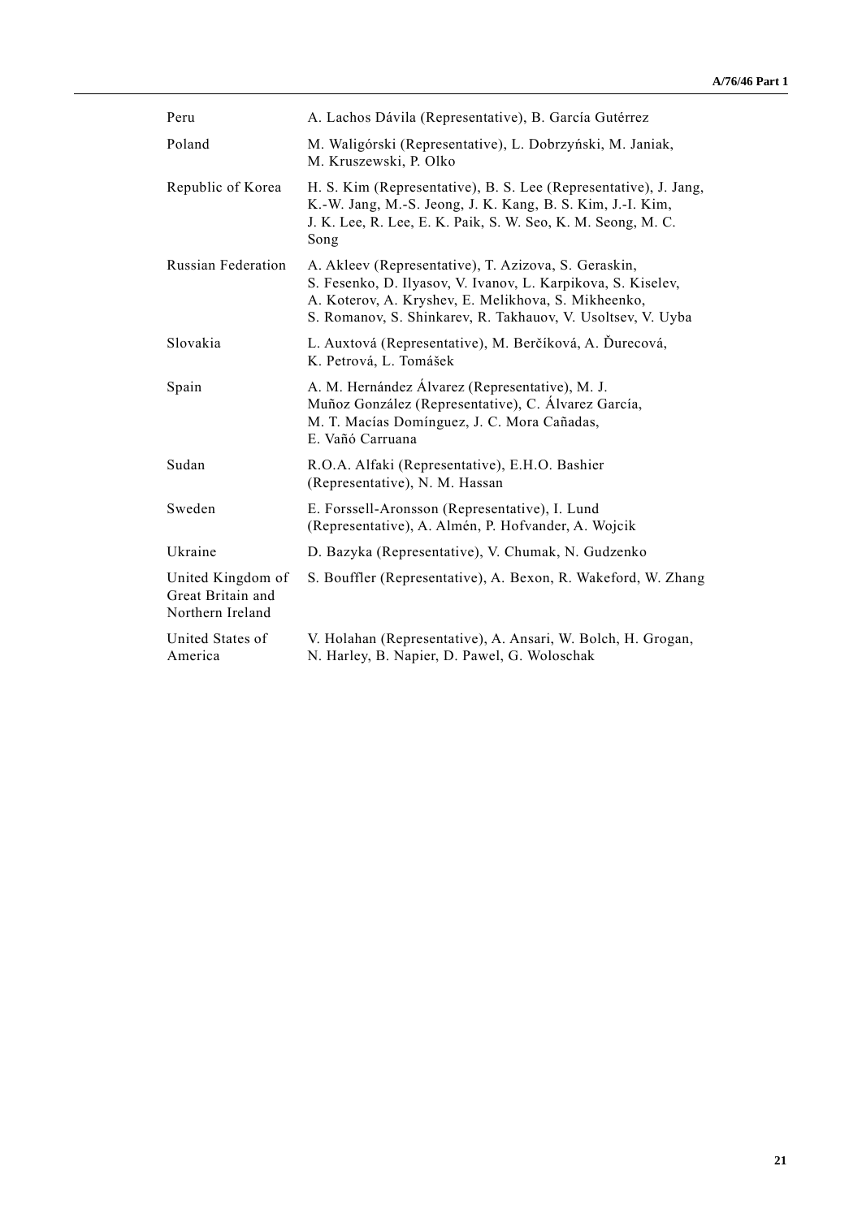| | |
|---|---|
| Peru | A. Lachos Dávila (Representative), B. García Gutérrez |
| Poland | M. Waligórski (Representative), L. Dobrzyński, M. Janiak, M. Kruszewski, P. Olko |
| Republic of Korea | H. S. Kim (Representative), B. S. Lee (Representative), J. Jang, K.-W. Jang, M.-S. Jeong, J. K. Kang, B. S. Kim, J.-I. Kim, J. K. Lee, R. Lee, E. K. Paik, S. W. Seo, K. M. Seong, M. C. Song |
| Russian Federation | A. Akleev (Representative), T. Azizova, S. Geraskin, S. Fesenko, D. Ilyasov, V. Ivanov, L. Karpikova, S. Kiselev, A. Koterov, A. Kryshev, E. Melikhova, S. Mikheenko, S. Romanov, S. Shinkarev, R. Takhauov, V. Usoltsev, V. Uyba |
| Slovakia | L. Auxtová (Representative), M. Berčíková, A. Ďurecová, K. Petrová, L. Tomášek |
| Spain | A. M. Hernández Álvarez (Representative), M. J. Muñoz González (Representative), C. Álvarez García, M. T. Macías Domínguez, J. C. Mora Cañadas, E. Vañó Carruana |
| Sudan | R.O.A. Alfaki (Representative), E.H.O. Bashier (Representative), N. M. Hassan |
| Sweden | E. Forssell-Aronsson (Representative), I. Lund (Representative), A. Almén, P. Hofvander, A. Wojcik |
| Ukraine | D. Bazyka (Representative), V. Chumak, N. Gudzenko |
| United Kingdom of Great Britain and Northern Ireland | S. Bouffler (Representative), A. Bexon, R. Wakeford, W. Zhang |
| United States of America | V. Holahan (Representative), A. Ansari, W. Bolch, H. Grogan, N. Harley, B. Napier, D. Pawel, G. Woloschak |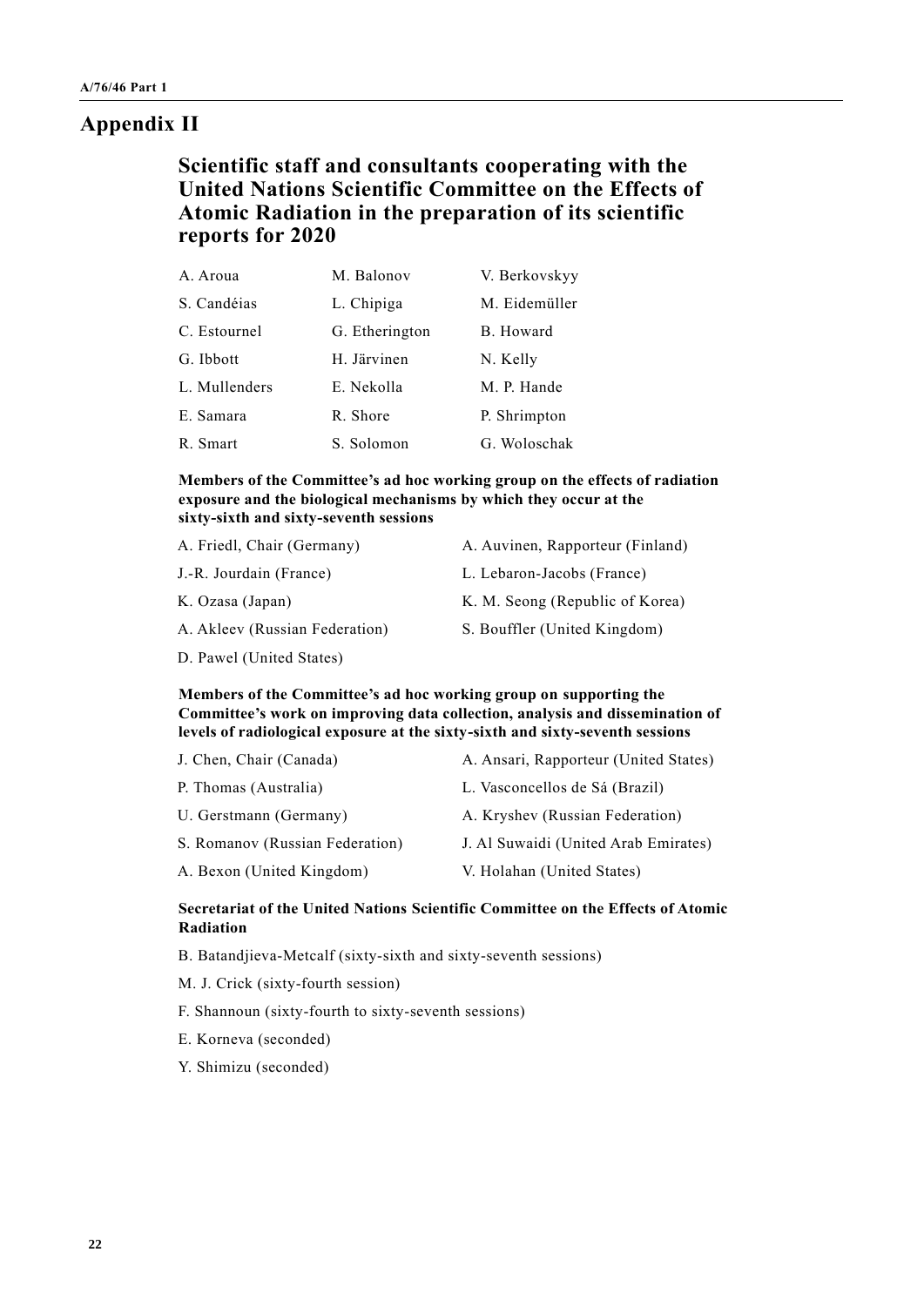# Appendix II

## Scientific staff and consultants cooperating with the United Nations Scientific Committee on the Effects of Atomic Radiation in the preparation of its scientific reports for 2020

| | | |
|---|---|---|
| A. Aroua | M. Balonov | V. Berkovskyy |
| S. Candéias | L. Chipiga | M. Eidemüller |
| C. Estournel | G. Etherington | B. Howard |
| G. Ibbott | H. Järvinen | N. Kelly |
| L. Mullenders | E. Nekolla | M. P. Hande |
| E. Samara | R. Shore | P. Shrimpton |
| R. Smart | S. Solomon | G. Woloschak |

**Members of the Committee's ad hoc working group on the effects of radiation exposure and the biological mechanisms by which they occur at the sixty-sixth and sixty-seventh sessions**

| | |
|---|---|
| A. Friedl, Chair (Germany) | A. Auvinen, Rapporteur (Finland) |
| J.-R. Jourdain (France) | L. Lebaron-Jacobs (France) |
| K. Ozasa (Japan) | K. M. Seong (Republic of Korea) |
| A. Akleev (Russian Federation) | S. Bouffler (United Kingdom) |
| D. Pawel (United States) | |

**Members of the Committee's ad hoc working group on supporting the Committee's work on improving data collection, analysis and dissemination of levels of radiological exposure at the sixty-sixth and sixty-seventh sessions**

| | |
|---|---|
| J. Chen, Chair (Canada) | A. Ansari, Rapporteur (United States) |
| P. Thomas (Australia) | L. Vasconcellos de Sá (Brazil) |
| U. Gerstmann (Germany) | A. Kryshev (Russian Federation) |
| S. Romanov (Russian Federation) | J. Al Suwaidi (United Arab Emirates) |
| A. Bexon (United Kingdom) | V. Holahan (United States) |

**Secretariat of the United Nations Scientific Committee on the Effects of Atomic Radiation**

B. Batandjieva-Metcalf (sixty-sixth and sixty-seventh sessions)

M. J. Crick (sixty-fourth session)

F. Shannoun (sixty-fourth to sixty-seventh sessions)

E. Korneva (seconded)

Y. Shimizu (seconded)